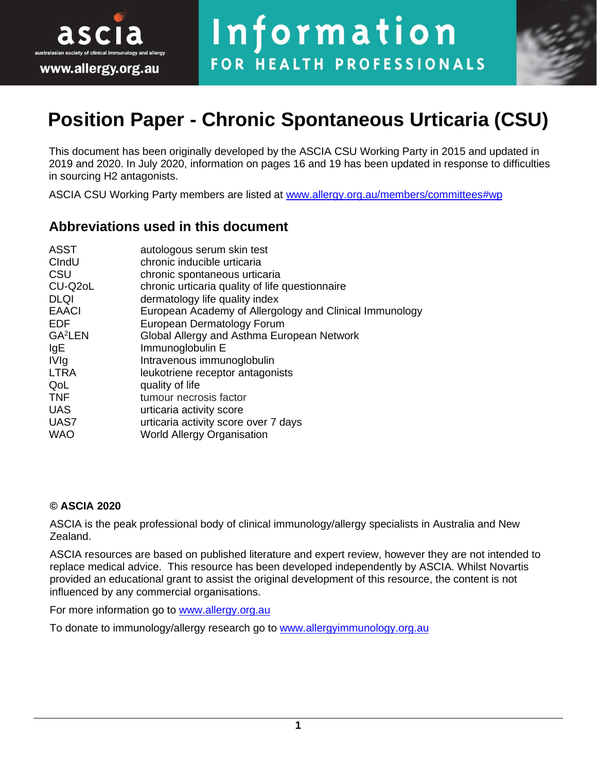ascia

australasian society of clinical immunology and allergy

www.allergy.org.au

Information
FOR HEALTH PROFESSIONALS

# Position Paper - Chronic Spontaneous Urticaria (CSU)

This document has been originally developed by the ASCIA CSU Working Party in 2015 and updated in 2019 and 2020. In July 2020, information on pages 16 and 19 has been updated in response to difficulties in sourcing H2 antagonists.

ASCIA CSU Working Party members are listed at www.allergy.org.au/members/committees#wp

## Abbreviations used in this document

| | |
|---|---|
| ASST | autologous serum skin test |
| CIndU | chronic inducible urticaria |
| CSU | chronic spontaneous urticaria |
| CU-Q2oL | chronic urticaria quality of life questionnaire |
| DLQI | dermatology life quality index |
| EAACI | European Academy of Allergology and Clinical Immunology |
| EDF | European Dermatology Forum |
| $GA^2LEN$ | Global Allergy and Asthma European Network |
| IgE | Immunoglobulin E |
| IVIg | Intravenous immunoglobulin |
| LTRA | leukotriene receptor antagonists |
| QoL | quality of life |
| TNF | tumour necrosis factor |
| UAS | urticaria activity score |
| UAS7 | urticaria activity score over 7 days |
| WAO | World Allergy Organisation |

**© ASCIA 2020**

ASCIA is the peak professional body of clinical immunology/allergy specialists in Australia and New Zealand.

ASCIA resources are based on published literature and expert review, however they are not intended to replace medical advice. This resource has been developed independently by ASCIA. Whilst Novartis provided an educational grant to assist the original development of this resource, the content is not influenced by any commercial organisations.

For more information go to www.allergy.org.au

To donate to immunology/allergy research go to www.allergyimmunology.org.au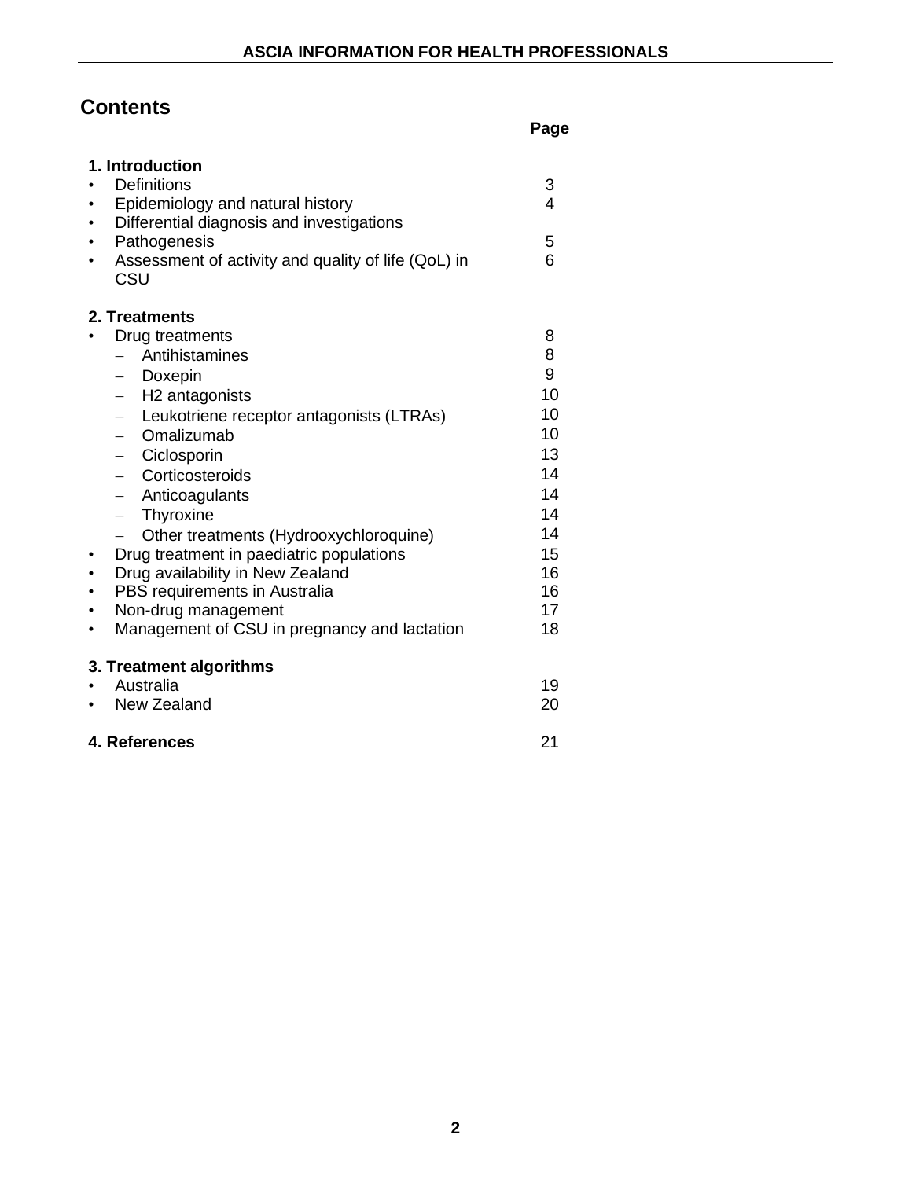# Contents

| | Page |
|---|---|
| **1. Introduction** | |
| • Definitions | 3 |
| • Epidemiology and natural history | 4 |
| • Differential diagnosis and investigations | |
| • Pathogenesis | 5 |
| • Assessment of activity and quality of life (QoL) in CSU | 6 |
| **2. Treatments** | |
| • Drug treatments | 8 |
| – Antihistamines | 8 |
| – Doxepin | 9 |
| – H2 antagonists | 10 |
| – Leukotriene receptor antagonists (LTRAs) | 10 |
| – Omalizumab | 10 |
| – Ciclosporin | 13 |
| – Corticosteroids | 14 |
| – Anticoagulants | 14 |
| – Thyroxine | 14 |
| – Other treatments (Hydrooxychloroquine) | 14 |
| • Drug treatment in paediatric populations | 15 |
| • Drug availability in New Zealand | 16 |
| • PBS requirements in Australia | 16 |
| • Non-drug management | 17 |
| • Management of CSU in pregnancy and lactation | 18 |
| **3. Treatment algorithms** | |
| • Australia | 19 |
| • New Zealand | 20 |
| **4. References** | 21 |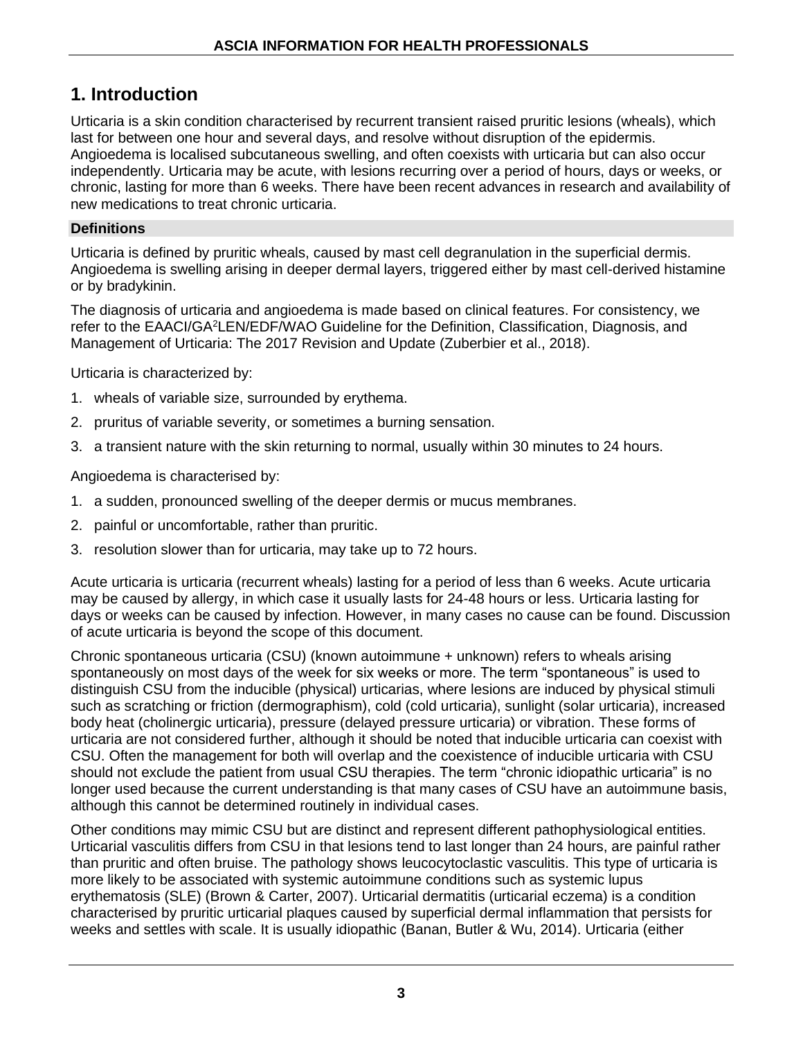# 1. Introduction

Urticaria is a skin condition characterised by recurrent transient raised pruritic lesions (wheals), which last for between one hour and several days, and resolve without disruption of the epidermis. Angioedema is localised subcutaneous swelling, and often coexists with urticaria but can also occur independently. Urticaria may be acute, with lesions recurring over a period of hours, days or weeks, or chronic, lasting for more than 6 weeks. There have been recent advances in research and availability of new medications to treat chronic urticaria.

## Definitions

Urticaria is defined by pruritic wheals, caused by mast cell degranulation in the superficial dermis. Angioedema is swelling arising in deeper dermal layers, triggered either by mast cell-derived histamine or by bradykinin.

The diagnosis of urticaria and angioedema is made based on clinical features. For consistency, we refer to the EAACI/GA²LEN/EDF/WAO Guideline for the Definition, Classification, Diagnosis, and Management of Urticaria: The 2017 Revision and Update (Zuberbier et al., 2018).

Urticaria is characterized by:

1. wheals of variable size, surrounded by erythema.
2. pruritus of variable severity, or sometimes a burning sensation.
3. a transient nature with the skin returning to normal, usually within 30 minutes to 24 hours.

Angioedema is characterised by:

1. a sudden, pronounced swelling of the deeper dermis or mucus membranes.
2. painful or uncomfortable, rather than pruritic.
3. resolution slower than for urticaria, may take up to 72 hours.

Acute urticaria is urticaria (recurrent wheals) lasting for a period of less than 6 weeks. Acute urticaria may be caused by allergy, in which case it usually lasts for 24-48 hours or less. Urticaria lasting for days or weeks can be caused by infection. However, in many cases no cause can be found. Discussion of acute urticaria is beyond the scope of this document.

Chronic spontaneous urticaria (CSU) (known autoimmune + unknown) refers to wheals arising spontaneously on most days of the week for six weeks or more. The term "spontaneous" is used to distinguish CSU from the inducible (physical) urticarias, where lesions are induced by physical stimuli such as scratching or friction (dermographism), cold (cold urticaria), sunlight (solar urticaria), increased body heat (cholinergic urticaria), pressure (delayed pressure urticaria) or vibration. These forms of urticaria are not considered further, although it should be noted that inducible urticaria can coexist with CSU. Often the management for both will overlap and the coexistence of inducible urticaria with CSU should not exclude the patient from usual CSU therapies. The term "chronic idiopathic urticaria" is no longer used because the current understanding is that many cases of CSU have an autoimmune basis, although this cannot be determined routinely in individual cases.

Other conditions may mimic CSU but are distinct and represent different pathophysiological entities. Urticarial vasculitis differs from CSU in that lesions tend to last longer than 24 hours, are painful rather than pruritic and often bruise. The pathology shows leucocytoclastic vasculitis. This type of urticaria is more likely to be associated with systemic autoimmune conditions such as systemic lupus erythematosis (SLE) (Brown & Carter, 2007). Urticarial dermatitis (urticarial eczema) is a condition characterised by pruritic urticarial plaques caused by superficial dermal inflammation that persists for weeks and settles with scale. It is usually idiopathic (Banan, Butler & Wu, 2014). Urticaria (either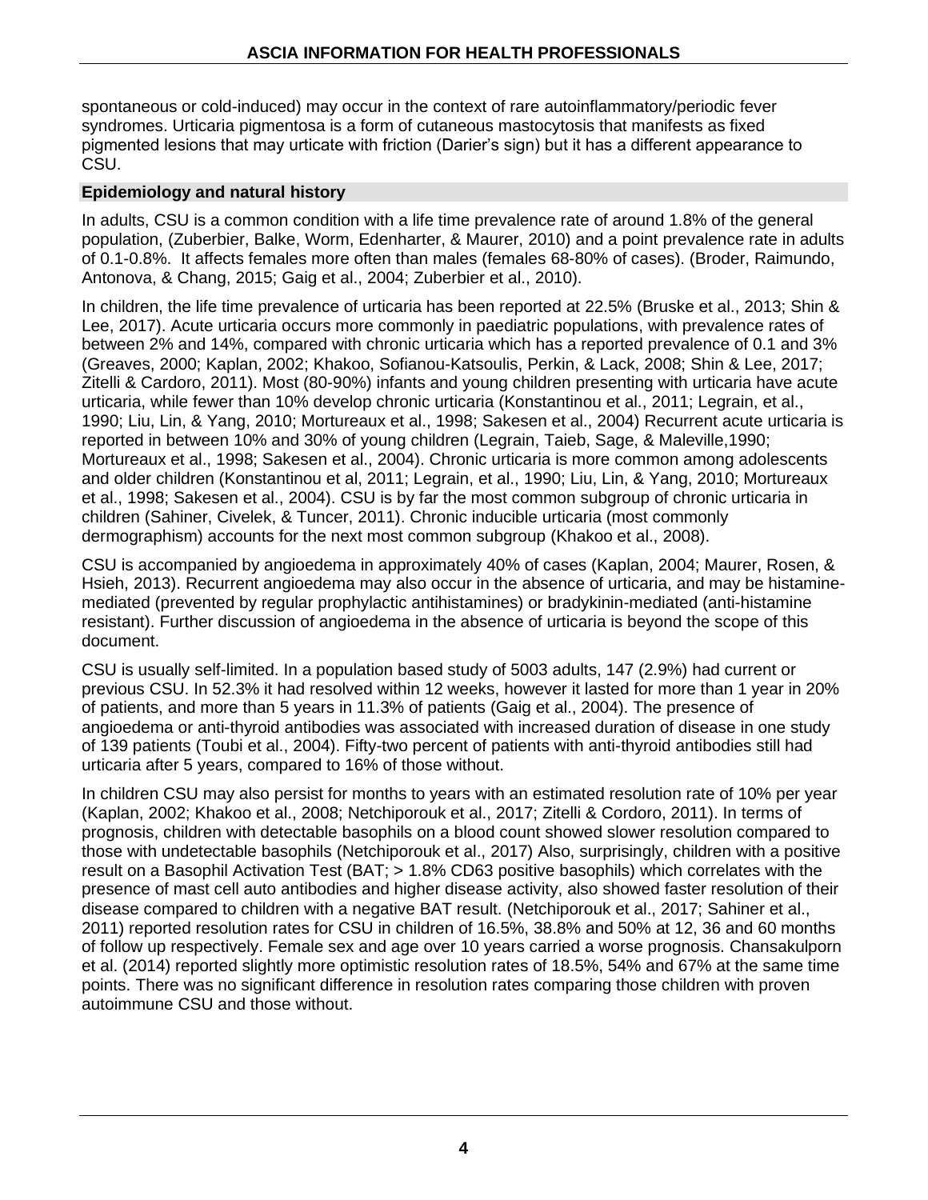spontaneous or cold-induced) may occur in the context of rare autoinflammatory/periodic fever syndromes. Urticaria pigmentosa is a form of cutaneous mastocytosis that manifests as fixed pigmented lesions that may urticate with friction (Darier's sign) but it has a different appearance to CSU.

## Epidemiology and natural history

In adults, CSU is a common condition with a life time prevalence rate of around 1.8% of the general population, (Zuberbier, Balke, Worm, Edenharter, & Maurer, 2010) and a point prevalence rate in adults of 0.1-0.8%. It affects females more often than males (females 68-80% of cases). (Broder, Raimundo, Antonova, & Chang, 2015; Gaig et al., 2004; Zuberbier et al., 2010).

In children, the life time prevalence of urticaria has been reported at 22.5% (Bruske et al., 2013; Shin & Lee, 2017). Acute urticaria occurs more commonly in paediatric populations, with prevalence rates of between 2% and 14%, compared with chronic urticaria which has a reported prevalence of 0.1 and 3% (Greaves, 2000; Kaplan, 2002; Khakoo, Sofianou-Katsoulis, Perkin, & Lack, 2008; Shin & Lee, 2017; Zitelli & Cardoro, 2011). Most (80-90%) infants and young children presenting with urticaria have acute urticaria, while fewer than 10% develop chronic urticaria (Konstantinou et al., 2011; Legrain, et al., 1990; Liu, Lin, & Yang, 2010; Mortureaux et al., 1998; Sakesen et al., 2004) Recurrent acute urticaria is reported in between 10% and 30% of young children (Legrain, Taieb, Sage, & Maleville,1990; Mortureaux et al., 1998; Sakesen et al., 2004). Chronic urticaria is more common among adolescents and older children (Konstantinou et al, 2011; Legrain, et al., 1990; Liu, Lin, & Yang, 2010; Mortureaux et al., 1998; Sakesen et al., 2004). CSU is by far the most common subgroup of chronic urticaria in children (Sahiner, Civelek, & Tuncer, 2011). Chronic inducible urticaria (most commonly dermographism) accounts for the next most common subgroup (Khakoo et al., 2008).

CSU is accompanied by angioedema in approximately 40% of cases (Kaplan, 2004; Maurer, Rosen, & Hsieh, 2013). Recurrent angioedema may also occur in the absence of urticaria, and may be histamine-mediated (prevented by regular prophylactic antihistamines) or bradykinin-mediated (anti-histamine resistant). Further discussion of angioedema in the absence of urticaria is beyond the scope of this document.

CSU is usually self-limited. In a population based study of 5003 adults, 147 (2.9%) had current or previous CSU. In 52.3% it had resolved within 12 weeks, however it lasted for more than 1 year in 20% of patients, and more than 5 years in 11.3% of patients (Gaig et al., 2004). The presence of angioedema or anti-thyroid antibodies was associated with increased duration of disease in one study of 139 patients (Toubi et al., 2004). Fifty-two percent of patients with anti-thyroid antibodies still had urticaria after 5 years, compared to 16% of those without.

In children CSU may also persist for months to years with an estimated resolution rate of 10% per year (Kaplan, 2002; Khakoo et al., 2008; Netchiporouk et al., 2017; Zitelli & Cordoro, 2011). In terms of prognosis, children with detectable basophils on a blood count showed slower resolution compared to those with undetectable basophils (Netchiporouk et al., 2017) Also, surprisingly, children with a positive result on a Basophil Activation Test (BAT; > 1.8% CD63 positive basophils) which correlates with the presence of mast cell auto antibodies and higher disease activity, also showed faster resolution of their disease compared to children with a negative BAT result. (Netchiporouk et al., 2017; Sahiner et al., 2011) reported resolution rates for CSU in children of 16.5%, 38.8% and 50% at 12, 36 and 60 months of follow up respectively. Female sex and age over 10 years carried a worse prognosis. Chansakulporn et al. (2014) reported slightly more optimistic resolution rates of 18.5%, 54% and 67% at the same time points. There was no significant difference in resolution rates comparing those children with proven autoimmune CSU and those without.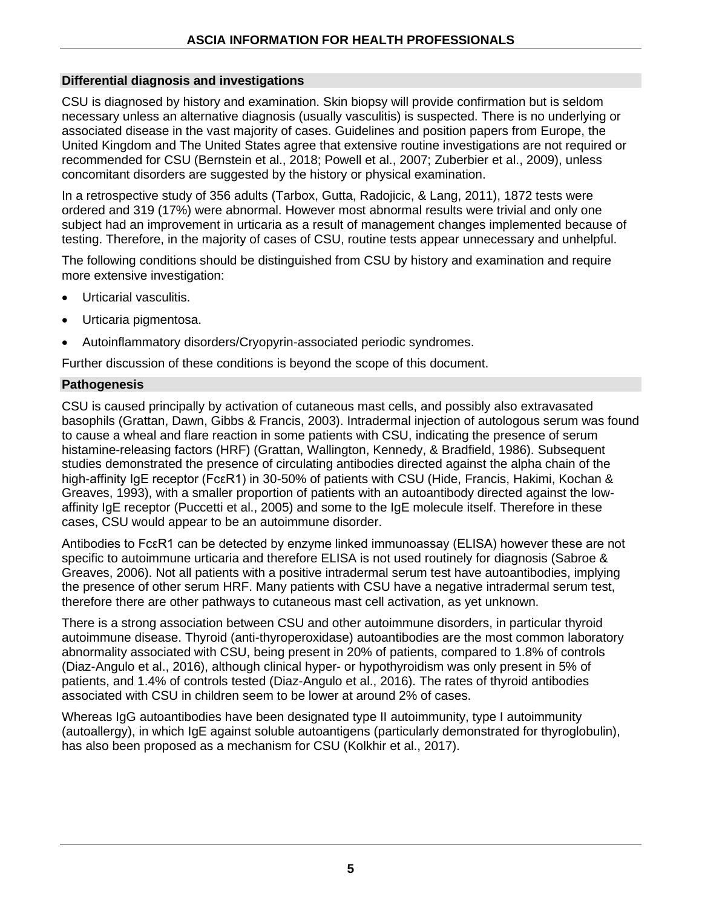## Differential diagnosis and investigations

CSU is diagnosed by history and examination. Skin biopsy will provide confirmation but is seldom necessary unless an alternative diagnosis (usually vasculitis) is suspected. There is no underlying or associated disease in the vast majority of cases. Guidelines and position papers from Europe, the United Kingdom and The United States agree that extensive routine investigations are not required or recommended for CSU (Bernstein et al., 2018; Powell et al., 2007; Zuberbier et al., 2009), unless concomitant disorders are suggested by the history or physical examination.

In a retrospective study of 356 adults (Tarbox, Gutta, Radojicic, & Lang, 2011), 1872 tests were ordered and 319 (17%) were abnormal. However most abnormal results were trivial and only one subject had an improvement in urticaria as a result of management changes implemented because of testing. Therefore, in the majority of cases of CSU, routine tests appear unnecessary and unhelpful.

The following conditions should be distinguished from CSU by history and examination and require more extensive investigation:

- Urticarial vasculitis.
- Urticaria pigmentosa.
- Autoinflammatory disorders/Cryopyrin-associated periodic syndromes.

Further discussion of these conditions is beyond the scope of this document.

## Pathogenesis

CSU is caused principally by activation of cutaneous mast cells, and possibly also extravasated basophils (Grattan, Dawn, Gibbs & Francis, 2003). Intradermal injection of autologous serum was found to cause a wheal and flare reaction in some patients with CSU, indicating the presence of serum histamine-releasing factors (HRF) (Grattan, Wallington, Kennedy, & Bradfield, 1986). Subsequent studies demonstrated the presence of circulating antibodies directed against the alpha chain of the high-affinity IgE receptor (FcεR1) in 30-50% of patients with CSU (Hide, Francis, Hakimi, Kochan & Greaves, 1993), with a smaller proportion of patients with an autoantibody directed against the low-affinity IgE receptor (Puccetti et al., 2005) and some to the IgE molecule itself. Therefore in these cases, CSU would appear to be an autoimmune disorder.

Antibodies to FcεR1 can be detected by enzyme linked immunoassay (ELISA) however these are not specific to autoimmune urticaria and therefore ELISA is not used routinely for diagnosis (Sabroe & Greaves, 2006). Not all patients with a positive intradermal serum test have autoantibodies, implying the presence of other serum HRF. Many patients with CSU have a negative intradermal serum test, therefore there are other pathways to cutaneous mast cell activation, as yet unknown.

There is a strong association between CSU and other autoimmune disorders, in particular thyroid autoimmune disease. Thyroid (anti-thyroperoxidase) autoantibodies are the most common laboratory abnormality associated with CSU, being present in 20% of patients, compared to 1.8% of controls (Diaz-Angulo et al., 2016), although clinical hyper- or hypothyroidism was only present in 5% of patients, and 1.4% of controls tested (Diaz-Angulo et al., 2016). The rates of thyroid antibodies associated with CSU in children seem to be lower at around 2% of cases.

Whereas IgG autoantibodies have been designated type II autoimmunity, type I autoimmunity (autoallergy), in which IgE against soluble autoantigens (particularly demonstrated for thyroglobulin), has also been proposed as a mechanism for CSU (Kolkhir et al., 2017).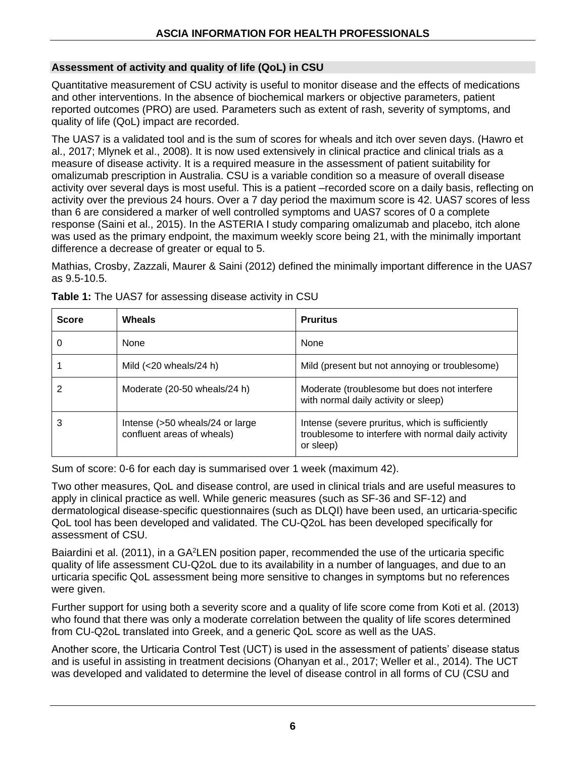## Assessment of activity and quality of life (QoL) in CSU

Quantitative measurement of CSU activity is useful to monitor disease and the effects of medications and other interventions. In the absence of biochemical markers or objective parameters, patient reported outcomes (PRO) are used. Parameters such as extent of rash, severity of symptoms, and quality of life (QoL) impact are recorded.

The UAS7 is a validated tool and is the sum of scores for wheals and itch over seven days. (Hawro et al., 2017; Mlynek et al., 2008). It is now used extensively in clinical practice and clinical trials as a measure of disease activity. It is a required measure in the assessment of patient suitability for omalizumab prescription in Australia. CSU is a variable condition so a measure of overall disease activity over several days is most useful. This is a patient –recorded score on a daily basis, reflecting on activity over the previous 24 hours. Over a 7 day period the maximum score is 42. UAS7 scores of less than 6 are considered a marker of well controlled symptoms and UAS7 scores of 0 a complete response (Saini et al., 2015). In the ASTERIA I study comparing omalizumab and placebo, itch alone was used as the primary endpoint, the maximum weekly score being 21, with the minimally important difference a decrease of greater or equal to 5.

Mathias, Crosby, Zazzali, Maurer & Saini (2012) defined the minimally important difference in the UAS7 as 9.5-10.5.

**Table 1:** The UAS7 for assessing disease activity in CSU

| Score | Wheals | Pruritus |
|---|---|---|
| 0 | None | None |
| 1 | Mild (<20 wheals/24 h) | Mild (present but not annoying or troublesome) |
| 2 | Moderate (20-50 wheals/24 h) | Moderate (troublesome but does not interfere with normal daily activity or sleep) |
| 3 | Intense (>50 wheals/24 or large confluent areas of wheals) | Intense (severe pruritus, which is sufficiently troublesome to interfere with normal daily activity or sleep) |

Sum of score: 0-6 for each day is summarised over 1 week (maximum 42).

Two other measures, QoL and disease control, are used in clinical trials and are useful measures to apply in clinical practice as well. While generic measures (such as SF-36 and SF-12) and dermatological disease-specific questionnaires (such as DLQI) have been used, an urticaria-specific QoL tool has been developed and validated. The CU-Q2oL has been developed specifically for assessment of CSU.

Baiardini et al. (2011), in a GA²LEN position paper, recommended the use of the urticaria specific quality of life assessment CU-Q2oL due to its availability in a number of languages, and due to an urticaria specific QoL assessment being more sensitive to changes in symptoms but no references were given.

Further support for using both a severity score and a quality of life score come from Koti et al. (2013) who found that there was only a moderate correlation between the quality of life scores determined from CU-Q2oL translated into Greek, and a generic QoL score as well as the UAS.

Another score, the Urticaria Control Test (UCT) is used in the assessment of patients' disease status and is useful in assisting in treatment decisions (Ohanyan et al., 2017; Weller et al., 2014). The UCT was developed and validated to determine the level of disease control in all forms of CU (CSU and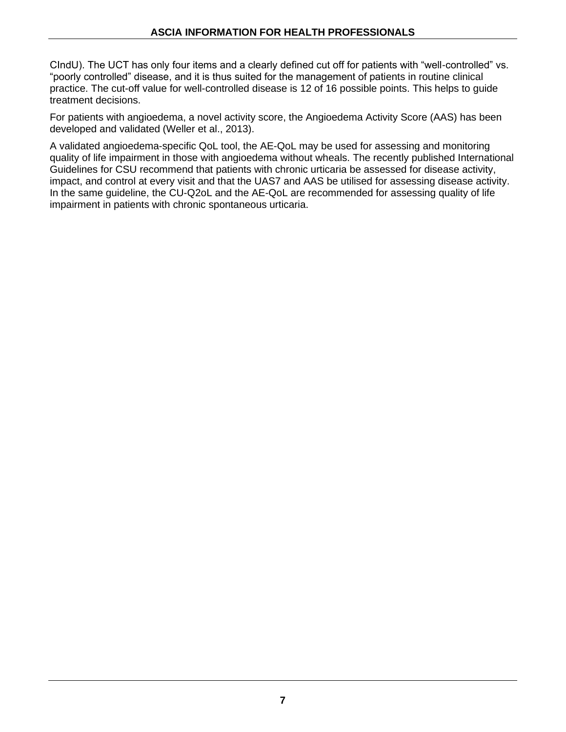CIndU). The UCT has only four items and a clearly defined cut off for patients with “well-controlled” vs. “poorly controlled” disease, and it is thus suited for the management of patients in routine clinical practice. The cut-off value for well-controlled disease is 12 of 16 possible points. This helps to guide treatment decisions.

For patients with angioedema, a novel activity score, the Angioedema Activity Score (AAS) has been developed and validated (Weller et al., 2013).

A validated angioedema-specific QoL tool, the AE-QoL may be used for assessing and monitoring quality of life impairment in those with angioedema without wheals. The recently published International Guidelines for CSU recommend that patients with chronic urticaria be assessed for disease activity, impact, and control at every visit and that the UAS7 and AAS be utilised for assessing disease activity. In the same guideline, the CU-Q2oL and the AE-QoL are recommended for assessing quality of life impairment in patients with chronic spontaneous urticaria.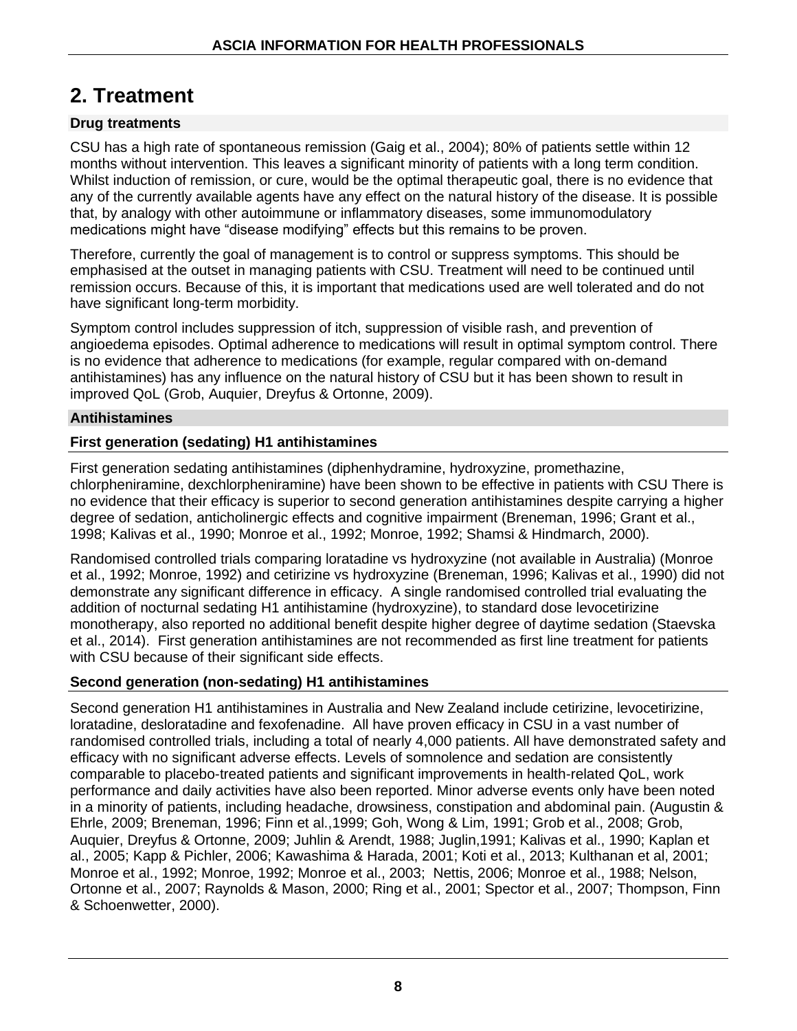# 2. Treatment

## Drug treatments

CSU has a high rate of spontaneous remission (Gaig et al., 2004); 80% of patients settle within 12 months without intervention. This leaves a significant minority of patients with a long term condition. Whilst induction of remission, or cure, would be the optimal therapeutic goal, there is no evidence that any of the currently available agents have any effect on the natural history of the disease. It is possible that, by analogy with other autoimmune or inflammatory diseases, some immunomodulatory medications might have "disease modifying" effects but this remains to be proven.

Therefore, currently the goal of management is to control or suppress symptoms. This should be emphasised at the outset in managing patients with CSU. Treatment will need to be continued until remission occurs. Because of this, it is important that medications used are well tolerated and do not have significant long-term morbidity.

Symptom control includes suppression of itch, suppression of visible rash, and prevention of angioedema episodes. Optimal adherence to medications will result in optimal symptom control. There is no evidence that adherence to medications (for example, regular compared with on-demand antihistamines) has any influence on the natural history of CSU but it has been shown to result in improved QoL (Grob, Auquier, Dreyfus & Ortonne, 2009).

## Antihistamines

### First generation (sedating) H1 antihistamines

First generation sedating antihistamines (diphenhydramine, hydroxyzine, promethazine, chlorpheniramine, dexchlorpheniramine) have been shown to be effective in patients with CSU There is no evidence that their efficacy is superior to second generation antihistamines despite carrying a higher degree of sedation, anticholinergic effects and cognitive impairment (Breneman, 1996; Grant et al., 1998; Kalivas et al., 1990; Monroe et al., 1992; Monroe, 1992; Shamsi & Hindmarch, 2000).

Randomised controlled trials comparing loratadine vs hydroxyzine (not available in Australia) (Monroe et al., 1992; Monroe, 1992) and cetirizine vs hydroxyzine (Breneman, 1996; Kalivas et al., 1990) did not demonstrate any significant difference in efficacy. A single randomised controlled trial evaluating the addition of nocturnal sedating H1 antihistamine (hydroxyzine), to standard dose levocetirizine monotherapy, also reported no additional benefit despite higher degree of daytime sedation (Staevska et al., 2014). First generation antihistamines are not recommended as first line treatment for patients with CSU because of their significant side effects.

### Second generation (non-sedating) H1 antihistamines

Second generation H1 antihistamines in Australia and New Zealand include cetirizine, levocetirizine, loratadine, desloratadine and fexofenadine. All have proven efficacy in CSU in a vast number of randomised controlled trials, including a total of nearly 4,000 patients. All have demonstrated safety and efficacy with no significant adverse effects. Levels of somnolence and sedation are consistently comparable to placebo-treated patients and significant improvements in health-related QoL, work performance and daily activities have also been reported. Minor adverse events only have been noted in a minority of patients, including headache, drowsiness, constipation and abdominal pain. (Augustin & Ehrle, 2009; Breneman, 1996; Finn et al.,1999; Goh, Wong & Lim, 1991; Grob et al., 2008; Grob, Auquier, Dreyfus & Ortonne, 2009; Juhlin & Arendt, 1988; Juglin,1991; Kalivas et al., 1990; Kaplan et al., 2005; Kapp & Pichler, 2006; Kawashima & Harada, 2001; Koti et al., 2013; Kulthanan et al, 2001; Monroe et al., 1992; Monroe, 1992; Monroe et al., 2003; Nettis, 2006; Monroe et al., 1988; Nelson, Ortonne et al., 2007; Raynolds & Mason, 2000; Ring et al., 2001; Spector et al., 2007; Thompson, Finn & Schoenwetter, 2000).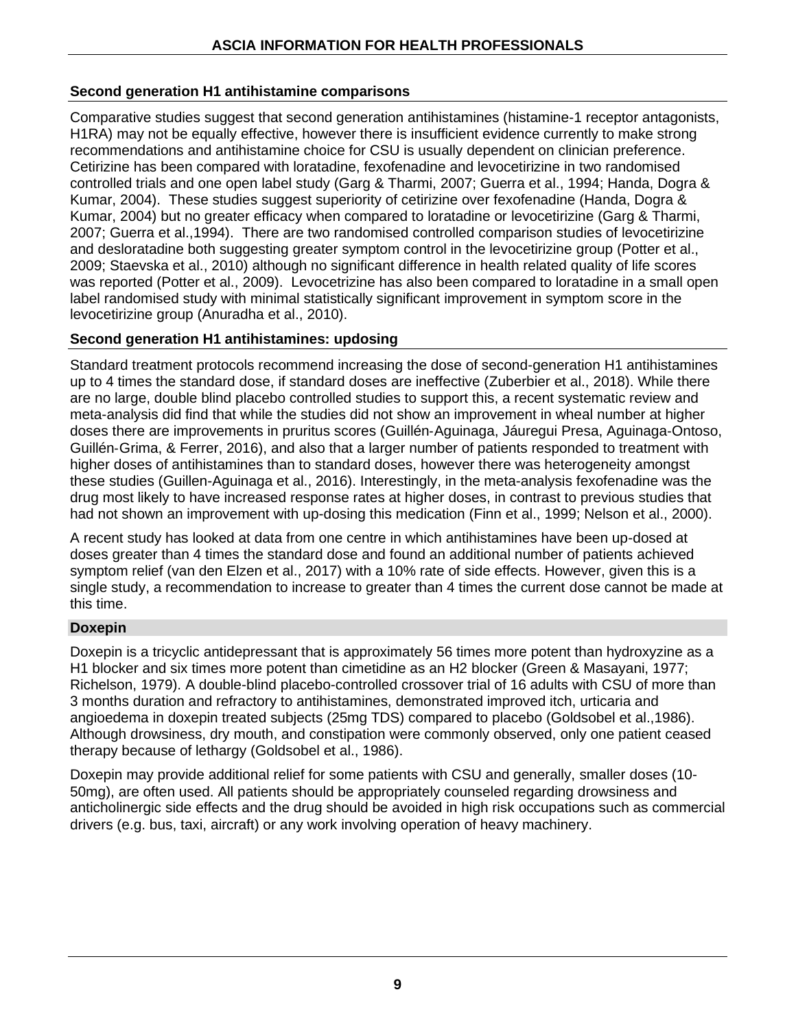### Second generation H1 antihistamine comparisons

Comparative studies suggest that second generation antihistamines (histamine-1 receptor antagonists, H1RA) may not be equally effective, however there is insufficient evidence currently to make strong recommendations and antihistamine choice for CSU is usually dependent on clinician preference. Cetirizine has been compared with loratadine, fexofenadine and levocetirizine in two randomised controlled trials and one open label study (Garg & Tharmi, 2007; Guerra et al., 1994; Handa, Dogra & Kumar, 2004). These studies suggest superiority of cetirizine over fexofenadine (Handa, Dogra & Kumar, 2004) but no greater efficacy when compared to loratadine or levocetirizine (Garg & Tharmi, 2007; Guerra et al.,1994). There are two randomised controlled comparison studies of levocetirizine and desloratadine both suggesting greater symptom control in the levocetirizine group (Potter et al., 2009; Staevska et al., 2010) although no significant difference in health related quality of life scores was reported (Potter et al., 2009). Levocetrizine has also been compared to loratadine in a small open label randomised study with minimal statistically significant improvement in symptom score in the levocetirizine group (Anuradha et al., 2010).

### Second generation H1 antihistamines: updosing

Standard treatment protocols recommend increasing the dose of second-generation H1 antihistamines up to 4 times the standard dose, if standard doses are ineffective (Zuberbier et al., 2018). While there are no large, double blind placebo controlled studies to support this, a recent systematic review and meta-analysis did find that while the studies did not show an improvement in wheal number at higher doses there are improvements in pruritus scores (Guillén-Aguinaga, Jáuregui Presa, Aguinaga-Ontoso, Guillén-Grima, & Ferrer, 2016), and also that a larger number of patients responded to treatment with higher doses of antihistamines than to standard doses, however there was heterogeneity amongst these studies (Guillen-Aguinaga et al., 2016). Interestingly, in the meta-analysis fexofenadine was the drug most likely to have increased response rates at higher doses, in contrast to previous studies that had not shown an improvement with up-dosing this medication (Finn et al., 1999; Nelson et al., 2000).

A recent study has looked at data from one centre in which antihistamines have been up-dosed at doses greater than 4 times the standard dose and found an additional number of patients achieved symptom relief (van den Elzen et al., 2017) with a 10% rate of side effects. However, given this is a single study, a recommendation to increase to greater than 4 times the current dose cannot be made at this time.

### Doxepin

Doxepin is a tricyclic antidepressant that is approximately 56 times more potent than hydroxyzine as a H1 blocker and six times more potent than cimetidine as an H2 blocker (Green & Masayani, 1977; Richelson, 1979). A double-blind placebo-controlled crossover trial of 16 adults with CSU of more than 3 months duration and refractory to antihistamines, demonstrated improved itch, urticaria and angioedema in doxepin treated subjects (25mg TDS) compared to placebo (Goldsobel et al.,1986). Although drowsiness, dry mouth, and constipation were commonly observed, only one patient ceased therapy because of lethargy (Goldsobel et al., 1986).

Doxepin may provide additional relief for some patients with CSU and generally, smaller doses (10-50mg), are often used. All patients should be appropriately counseled regarding drowsiness and anticholinergic side effects and the drug should be avoided in high risk occupations such as commercial drivers (e.g. bus, taxi, aircraft) or any work involving operation of heavy machinery.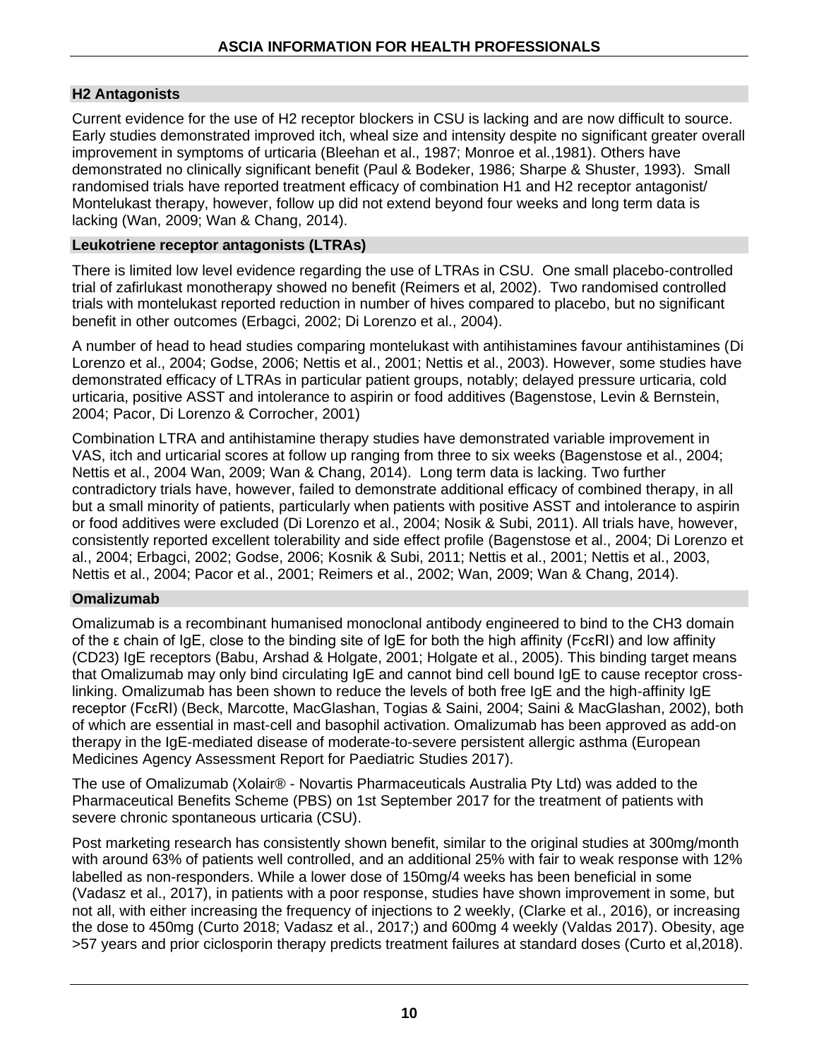## H2 Antagonists

Current evidence for the use of H2 receptor blockers in CSU is lacking and are now difficult to source. Early studies demonstrated improved itch, wheal size and intensity despite no significant greater overall improvement in symptoms of urticaria (Bleehan et al., 1987; Monroe et al.,1981). Others have demonstrated no clinically significant benefit (Paul & Bodeker, 1986; Sharpe & Shuster, 1993). Small randomised trials have reported treatment efficacy of combination H1 and H2 receptor antagonist/ Montelukast therapy, however, follow up did not extend beyond four weeks and long term data is lacking (Wan, 2009; Wan & Chang, 2014).

## Leukotriene receptor antagonists (LTRAs)

There is limited low level evidence regarding the use of LTRAs in CSU. One small placebo-controlled trial of zafirlukast monotherapy showed no benefit (Reimers et al, 2002). Two randomised controlled trials with montelukast reported reduction in number of hives compared to placebo, but no significant benefit in other outcomes (Erbagci, 2002; Di Lorenzo et al., 2004).

A number of head to head studies comparing montelukast with antihistamines favour antihistamines (Di Lorenzo et al., 2004; Godse, 2006; Nettis et al., 2001; Nettis et al., 2003). However, some studies have demonstrated efficacy of LTRAs in particular patient groups, notably; delayed pressure urticaria, cold urticaria, positive ASST and intolerance to aspirin or food additives (Bagenstose, Levin & Bernstein, 2004; Pacor, Di Lorenzo & Corrocher, 2001)

Combination LTRA and antihistamine therapy studies have demonstrated variable improvement in VAS, itch and urticarial scores at follow up ranging from three to six weeks (Bagenstose et al., 2004; Nettis et al., 2004 Wan, 2009; Wan & Chang, 2014). Long term data is lacking. Two further contradictory trials have, however, failed to demonstrate additional efficacy of combined therapy, in all but a small minority of patients, particularly when patients with positive ASST and intolerance to aspirin or food additives were excluded (Di Lorenzo et al., 2004; Nosik & Subi, 2011). All trials have, however, consistently reported excellent tolerability and side effect profile (Bagenstose et al., 2004; Di Lorenzo et al., 2004; Erbagci, 2002; Godse, 2006; Kosnik & Subi, 2011; Nettis et al., 2001; Nettis et al., 2003, Nettis et al., 2004; Pacor et al., 2001; Reimers et al., 2002; Wan, 2009; Wan & Chang, 2014).

## Omalizumab

Omalizumab is a recombinant humanised monoclonal antibody engineered to bind to the CH3 domain of the ε chain of IgE, close to the binding site of IgE for both the high affinity (FcεRI) and low affinity (CD23) IgE receptors (Babu, Arshad & Holgate, 2001; Holgate et al., 2005). This binding target means that Omalizumab may only bind circulating IgE and cannot bind cell bound IgE to cause receptor cross-linking. Omalizumab has been shown to reduce the levels of both free IgE and the high-affinity IgE receptor (FcεRI) (Beck, Marcotte, MacGlashan, Togias & Saini, 2004; Saini & MacGlashan, 2002), both of which are essential in mast-cell and basophil activation. Omalizumab has been approved as add-on therapy in the IgE-mediated disease of moderate-to-severe persistent allergic asthma (European Medicines Agency Assessment Report for Paediatric Studies 2017).

The use of Omalizumab (Xolair® - Novartis Pharmaceuticals Australia Pty Ltd) was added to the Pharmaceutical Benefits Scheme (PBS) on 1st September 2017 for the treatment of patients with severe chronic spontaneous urticaria (CSU).

Post marketing research has consistently shown benefit, similar to the original studies at 300mg/month with around 63% of patients well controlled, and an additional 25% with fair to weak response with 12% labelled as non-responders. While a lower dose of 150mg/4 weeks has been beneficial in some (Vadasz et al., 2017), in patients with a poor response, studies have shown improvement in some, but not all, with either increasing the frequency of injections to 2 weekly, (Clarke et al., 2016), or increasing the dose to 450mg (Curto 2018; Vadasz et al., 2017;) and 600mg 4 weekly (Valdas 2017). Obesity, age >57 years and prior ciclosporin therapy predicts treatment failures at standard doses (Curto et al,2018).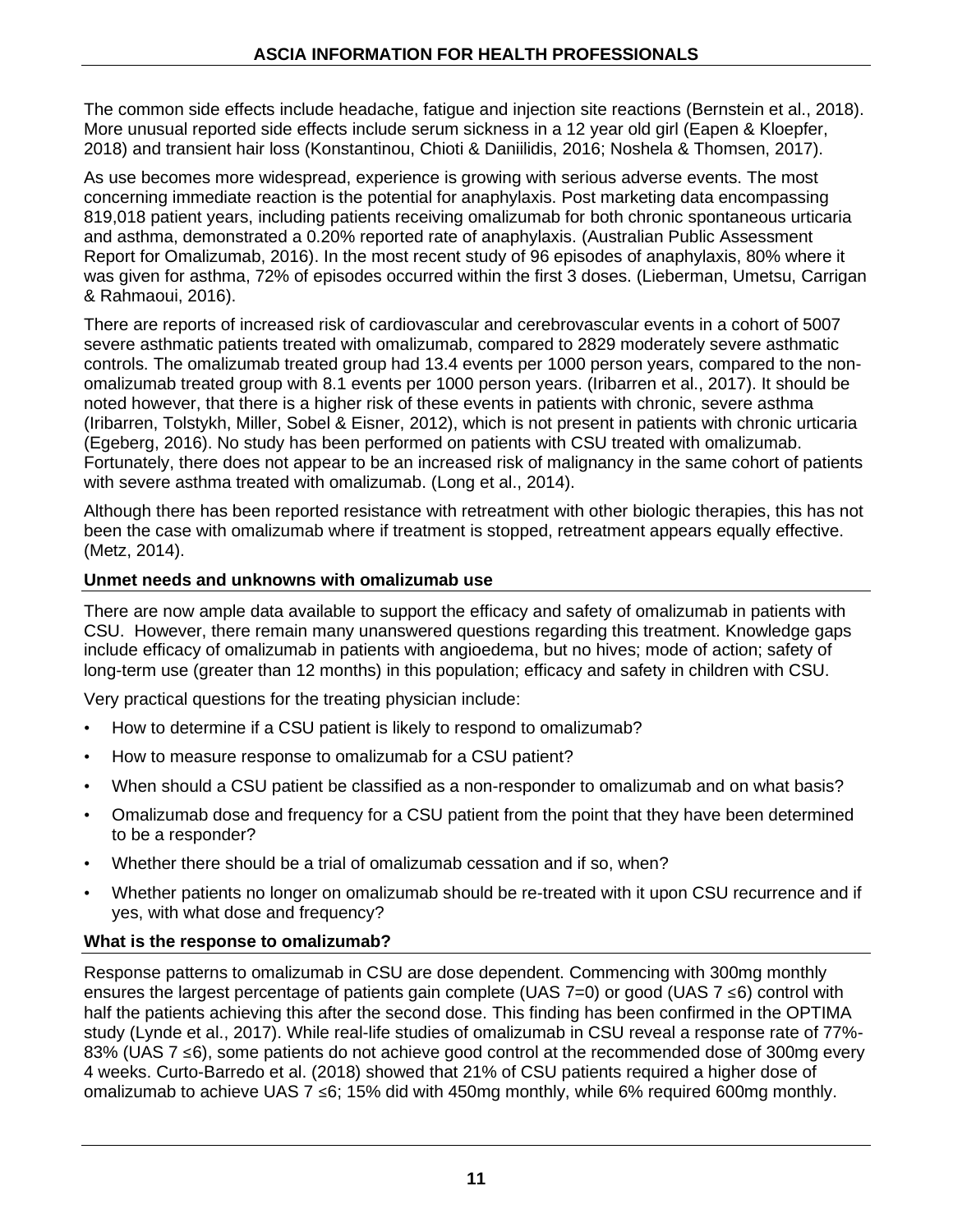The common side effects include headache, fatigue and injection site reactions (Bernstein et al., 2018). More unusual reported side effects include serum sickness in a 12 year old girl (Eapen & Kloepfer, 2018) and transient hair loss (Konstantinou, Chioti & Daniilidis, 2016; Noshela & Thomsen, 2017).

As use becomes more widespread, experience is growing with serious adverse events. The most concerning immediate reaction is the potential for anaphylaxis. Post marketing data encompassing 819,018 patient years, including patients receiving omalizumab for both chronic spontaneous urticaria and asthma, demonstrated a 0.20% reported rate of anaphylaxis. (Australian Public Assessment Report for Omalizumab, 2016). In the most recent study of 96 episodes of anaphylaxis, 80% where it was given for asthma, 72% of episodes occurred within the first 3 doses. (Lieberman, Umetsu, Carrigan & Rahmaoui, 2016).

There are reports of increased risk of cardiovascular and cerebrovascular events in a cohort of 5007 severe asthmatic patients treated with omalizumab, compared to 2829 moderately severe asthmatic controls. The omalizumab treated group had 13.4 events per 1000 person years, compared to the non-omalizumab treated group with 8.1 events per 1000 person years. (Iribarren et al., 2017). It should be noted however, that there is a higher risk of these events in patients with chronic, severe asthma (Iribarren, Tolstykh, Miller, Sobel & Eisner, 2012), which is not present in patients with chronic urticaria (Egeberg, 2016). No study has been performed on patients with CSU treated with omalizumab. Fortunately, there does not appear to be an increased risk of malignancy in the same cohort of patients with severe asthma treated with omalizumab. (Long et al., 2014).

Although there has been reported resistance with retreatment with other biologic therapies, this has not been the case with omalizumab where if treatment is stopped, retreatment appears equally effective. (Metz, 2014).

### Unmet needs and unknowns with omalizumab use

There are now ample data available to support the efficacy and safety of omalizumab in patients with CSU. However, there remain many unanswered questions regarding this treatment. Knowledge gaps include efficacy of omalizumab in patients with angioedema, but no hives; mode of action; safety of long-term use (greater than 12 months) in this population; efficacy and safety in children with CSU.

Very practical questions for the treating physician include:

- How to determine if a CSU patient is likely to respond to omalizumab?
- How to measure response to omalizumab for a CSU patient?
- When should a CSU patient be classified as a non-responder to omalizumab and on what basis?
- Omalizumab dose and frequency for a CSU patient from the point that they have been determined to be a responder?
- Whether there should be a trial of omalizumab cessation and if so, when?
- Whether patients no longer on omalizumab should be re-treated with it upon CSU recurrence and if yes, with what dose and frequency?

### What is the response to omalizumab?

Response patterns to omalizumab in CSU are dose dependent. Commencing with 300mg monthly ensures the largest percentage of patients gain complete (UAS 7=0) or good (UAS 7 ≤6) control with half the patients achieving this after the second dose. This finding has been confirmed in the OPTIMA study (Lynde et al., 2017). While real-life studies of omalizumab in CSU reveal a response rate of 77%-83% (UAS 7 ≤6), some patients do not achieve good control at the recommended dose of 300mg every 4 weeks. Curto-Barredo et al. (2018) showed that 21% of CSU patients required a higher dose of omalizumab to achieve UAS 7 ≤6; 15% did with 450mg monthly, while 6% required 600mg monthly.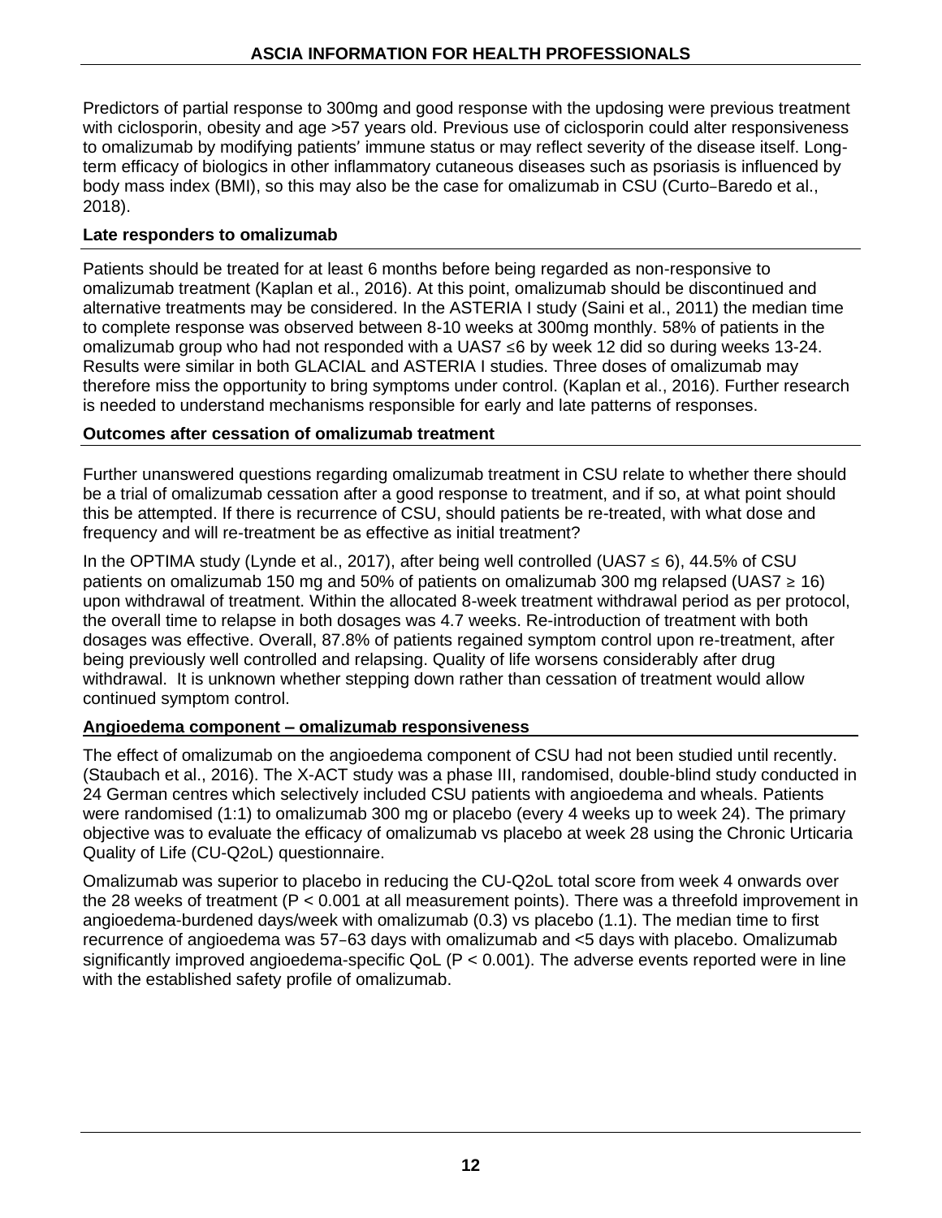Predictors of partial response to 300mg and good response with the updosing were previous treatment with ciclosporin, obesity and age >57 years old. Previous use of ciclosporin could alter responsiveness to omalizumab by modifying patients' immune status or may reflect severity of the disease itself. Long-term efficacy of biologics in other inflammatory cutaneous diseases such as psoriasis is influenced by body mass index (BMI), so this may also be the case for omalizumab in CSU (Curto‑Baredo et al., 2018).

### Late responders to omalizumab

Patients should be treated for at least 6 months before being regarded as non-responsive to omalizumab treatment (Kaplan et al., 2016). At this point, omalizumab should be discontinued and alternative treatments may be considered. In the ASTERIA I study (Saini et al., 2011) the median time to complete response was observed between 8-10 weeks at 300mg monthly. 58% of patients in the omalizumab group who had not responded with a UAS7 ≤6 by week 12 did so during weeks 13-24. Results were similar in both GLACIAL and ASTERIA I studies. Three doses of omalizumab may therefore miss the opportunity to bring symptoms under control. (Kaplan et al., 2016). Further research is needed to understand mechanisms responsible for early and late patterns of responses.

### Outcomes after cessation of omalizumab treatment

Further unanswered questions regarding omalizumab treatment in CSU relate to whether there should be a trial of omalizumab cessation after a good response to treatment, and if so, at what point should this be attempted. If there is recurrence of CSU, should patients be re-treated, with what dose and frequency and will re-treatment be as effective as initial treatment?

In the OPTIMA study (Lynde et al., 2017), after being well controlled (UAS7 ≤ 6), 44.5% of CSU patients on omalizumab 150 mg and 50% of patients on omalizumab 300 mg relapsed (UAS7 ≥ 16) upon withdrawal of treatment. Within the allocated 8-week treatment withdrawal period as per protocol, the overall time to relapse in both dosages was 4.7 weeks. Re-introduction of treatment with both dosages was effective. Overall, 87.8% of patients regained symptom control upon re-treatment, after being previously well controlled and relapsing. Quality of life worsens considerably after drug withdrawal. It is unknown whether stepping down rather than cessation of treatment would allow continued symptom control.

### Angioedema component – omalizumab responsiveness

The effect of omalizumab on the angioedema component of CSU had not been studied until recently. (Staubach et al., 2016). The X-ACT study was a phase III, randomised, double-blind study conducted in 24 German centres which selectively included CSU patients with angioedema and wheals. Patients were randomised (1:1) to omalizumab 300 mg or placebo (every 4 weeks up to week 24). The primary objective was to evaluate the efficacy of omalizumab vs placebo at week 28 using the Chronic Urticaria Quality of Life (CU-Q2oL) questionnaire.

Omalizumab was superior to placebo in reducing the CU-Q2oL total score from week 4 onwards over the 28 weeks of treatment ($P < 0.001$ at all measurement points). There was a threefold improvement in angioedema-burdened days/week with omalizumab (0.3) vs placebo (1.1). The median time to first recurrence of angioedema was 57‑63 days with omalizumab and <5 days with placebo. Omalizumab significantly improved angioedema-specific QoL ($P < 0.001$). The adverse events reported were in line with the established safety profile of omalizumab.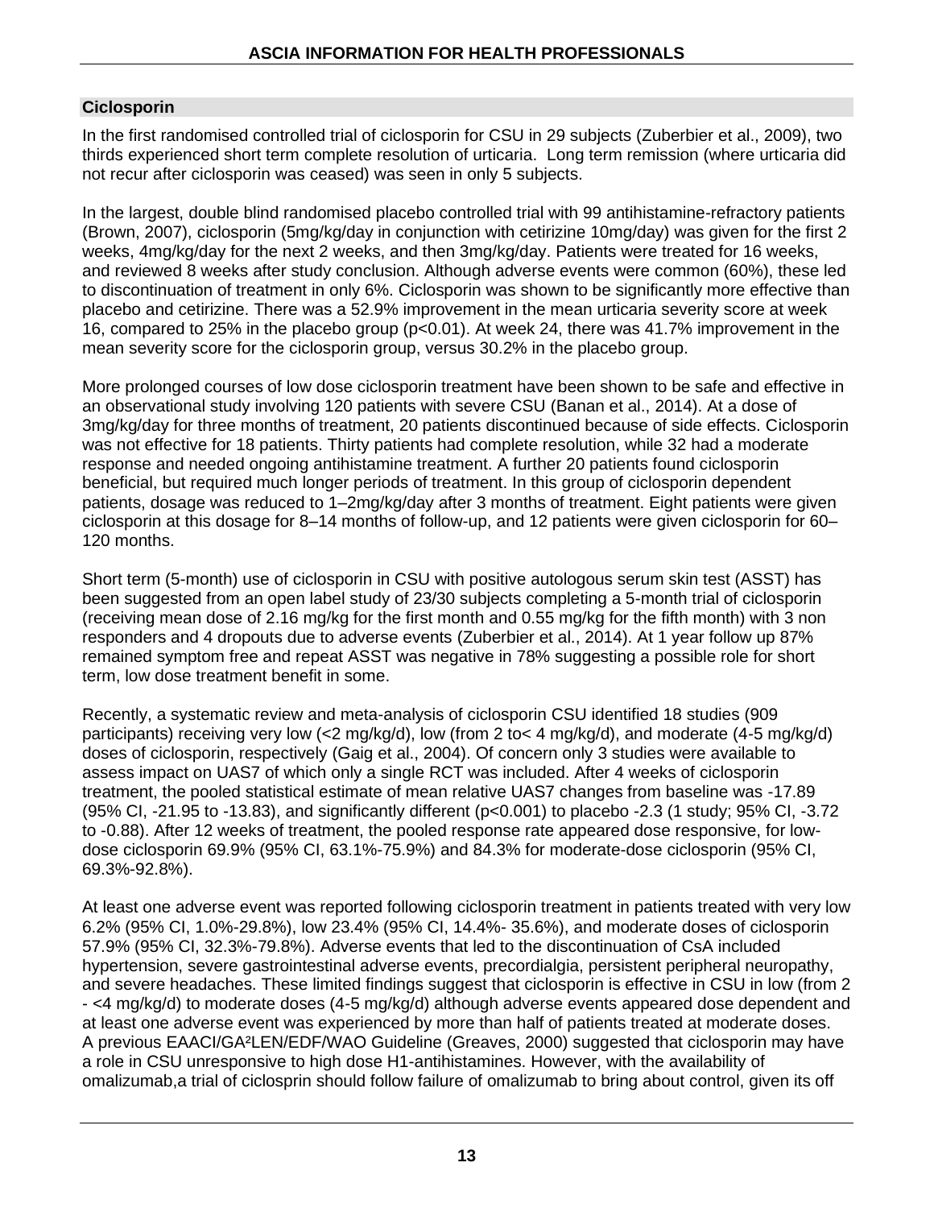## Ciclosporin

In the first randomised controlled trial of ciclosporin for CSU in 29 subjects (Zuberbier et al., 2009), two thirds experienced short term complete resolution of urticaria. Long term remission (where urticaria did not recur after ciclosporin was ceased) was seen in only 5 subjects.

In the largest, double blind randomised placebo controlled trial with 99 antihistamine-refractory patients (Brown, 2007), ciclosporin (5mg/kg/day in conjunction with cetirizine 10mg/day) was given for the first 2 weeks, 4mg/kg/day for the next 2 weeks, and then 3mg/kg/day. Patients were treated for 16 weeks, and reviewed 8 weeks after study conclusion. Although adverse events were common (60%), these led to discontinuation of treatment in only 6%. Ciclosporin was shown to be significantly more effective than placebo and cetirizine. There was a 52.9% improvement in the mean urticaria severity score at week 16, compared to 25% in the placebo group ($p<0.01$). At week 24, there was 41.7% improvement in the mean severity score for the ciclosporin group, versus 30.2% in the placebo group.

More prolonged courses of low dose ciclosporin treatment have been shown to be safe and effective in an observational study involving 120 patients with severe CSU (Banan et al., 2014). At a dose of 3mg/kg/day for three months of treatment, 20 patients discontinued because of side effects. Ciclosporin was not effective for 18 patients. Thirty patients had complete resolution, while 32 had a moderate response and needed ongoing antihistamine treatment. A further 20 patients found ciclosporin beneficial, but required much longer periods of treatment. In this group of ciclosporin dependent patients, dosage was reduced to 1–2mg/kg/day after 3 months of treatment. Eight patients were given ciclosporin at this dosage for 8–14 months of follow-up, and 12 patients were given ciclosporin for 60–120 months.

Short term (5-month) use of ciclosporin in CSU with positive autologous serum skin test (ASST) has been suggested from an open label study of 23/30 subjects completing a 5-month trial of ciclosporin (receiving mean dose of 2.16 mg/kg for the first month and 0.55 mg/kg for the fifth month) with 3 non responders and 4 dropouts due to adverse events (Zuberbier et al., 2014). At 1 year follow up 87% remained symptom free and repeat ASST was negative in 78% suggesting a possible role for short term, low dose treatment benefit in some.

Recently, a systematic review and meta-analysis of ciclosporin CSU identified 18 studies (909 participants) receiving very low (<2 mg/kg/d), low (from 2 to< 4 mg/kg/d), and moderate (4-5 mg/kg/d) doses of ciclosporin, respectively (Gaig et al., 2004). Of concern only 3 studies were available to assess impact on UAS7 of which only a single RCT was included. After 4 weeks of ciclosporin treatment, the pooled statistical estimate of mean relative UAS7 changes from baseline was -17.89 (95% CI, -21.95 to -13.83), and significantly different ($p<0.001$) to placebo -2.3 (1 study; 95% CI, -3.72 to -0.88). After 12 weeks of treatment, the pooled response rate appeared dose responsive, for low-dose ciclosporin 69.9% (95% CI, 63.1%-75.9%) and 84.3% for moderate-dose ciclosporin (95% CI, 69.3%-92.8%).

At least one adverse event was reported following ciclosporin treatment in patients treated with very low 6.2% (95% CI, 1.0%-29.8%), low 23.4% (95% CI, 14.4%- 35.6%), and moderate doses of ciclosporin 57.9% (95% CI, 32.3%-79.8%). Adverse events that led to the discontinuation of CsA included hypertension, severe gastrointestinal adverse events, precordialgia, persistent peripheral neuropathy, and severe headaches. These limited findings suggest that ciclosporin is effective in CSU in low (from 2 - <4 mg/kg/d) to moderate doses (4-5 mg/kg/d) although adverse events appeared dose dependent and at least one adverse event was experienced by more than half of patients treated at moderate doses. A previous EAACI/GA²LEN/EDF/WAO Guideline (Greaves, 2000) suggested that ciclosporin may have a role in CSU unresponsive to high dose H1-antihistamines. However, with the availability of omalizumab,a trial of ciclosprin should follow failure of omalizumab to bring about control, given its off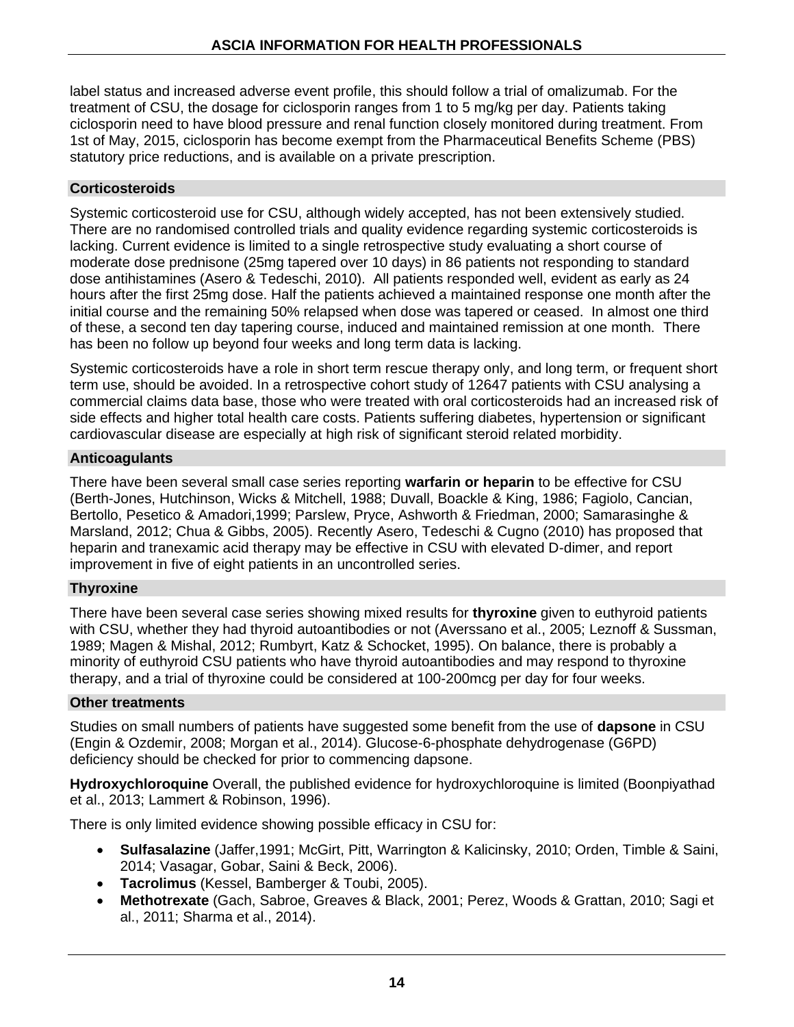label status and increased adverse event profile, this should follow a trial of omalizumab. For the treatment of CSU, the dosage for ciclosporin ranges from 1 to 5 mg/kg per day. Patients taking ciclosporin need to have blood pressure and renal function closely monitored during treatment. From 1st of May, 2015, ciclosporin has become exempt from the Pharmaceutical Benefits Scheme (PBS) statutory price reductions, and is available on a private prescription.

### Corticosteroids

Systemic corticosteroid use for CSU, although widely accepted, has not been extensively studied. There are no randomised controlled trials and quality evidence regarding systemic corticosteroids is lacking. Current evidence is limited to a single retrospective study evaluating a short course of moderate dose prednisone (25mg tapered over 10 days) in 86 patients not responding to standard dose antihistamines (Asero & Tedeschi, 2010). All patients responded well, evident as early as 24 hours after the first 25mg dose. Half the patients achieved a maintained response one month after the initial course and the remaining 50% relapsed when dose was tapered or ceased. In almost one third of these, a second ten day tapering course, induced and maintained remission at one month. There has been no follow up beyond four weeks and long term data is lacking.

Systemic corticosteroids have a role in short term rescue therapy only, and long term, or frequent short term use, should be avoided. In a retrospective cohort study of 12647 patients with CSU analysing a commercial claims data base, those who were treated with oral corticosteroids had an increased risk of side effects and higher total health care costs. Patients suffering diabetes, hypertension or significant cardiovascular disease are especially at high risk of significant steroid related morbidity.

### Anticoagulants

There have been several small case series reporting **warfarin or heparin** to be effective for CSU (Berth-Jones, Hutchinson, Wicks & Mitchell, 1988; Duvall, Boackle & King, 1986; Fagiolo, Cancian, Bertollo, Pesetico & Amadori,1999; Parslew, Pryce, Ashworth & Friedman, 2000; Samarasinghe & Marsland, 2012; Chua & Gibbs, 2005). Recently Asero, Tedeschi & Cugno (2010) has proposed that heparin and tranexamic acid therapy may be effective in CSU with elevated D-dimer, and report improvement in five of eight patients in an uncontrolled series.

### Thyroxine

There have been several case series showing mixed results for **thyroxine** given to euthyroid patients with CSU, whether they had thyroid autoantibodies or not (Averssano et al., 2005; Leznoff & Sussman, 1989; Magen & Mishal, 2012; Rumbyrt, Katz & Schocket, 1995). On balance, there is probably a minority of euthyroid CSU patients who have thyroid autoantibodies and may respond to thyroxine therapy, and a trial of thyroxine could be considered at 100-200mcg per day for four weeks.

### Other treatments

Studies on small numbers of patients have suggested some benefit from the use of **dapsone** in CSU (Engin & Ozdemir, 2008; Morgan et al., 2014). Glucose-6-phosphate dehydrogenase (G6PD) deficiency should be checked for prior to commencing dapsone.

**Hydroxychloroquine** Overall, the published evidence for hydroxychloroquine is limited (Boonpiyathad et al., 2013; Lammert & Robinson, 1996).

There is only limited evidence showing possible efficacy in CSU for:

- **Sulfasalazine** (Jaffer,1991; McGirt, Pitt, Warrington & Kalicinsky, 2010; Orden, Timble & Saini, 2014; Vasagar, Gobar, Saini & Beck, 2006).
- **Tacrolimus** (Kessel, Bamberger & Toubi, 2005).
- **Methotrexate** (Gach, Sabroe, Greaves & Black, 2001; Perez, Woods & Grattan, 2010; Sagi et al., 2011; Sharma et al., 2014).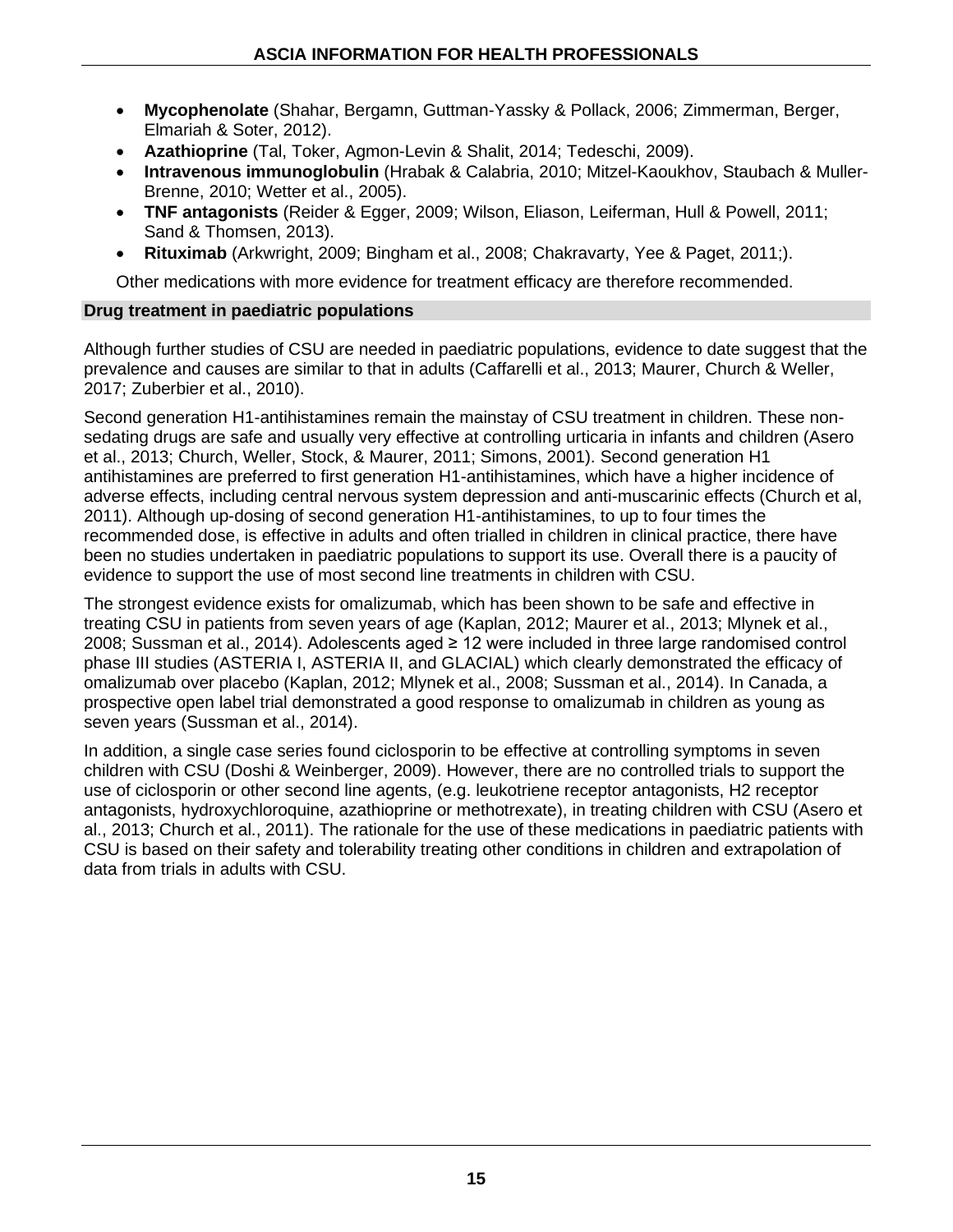- **Mycophenolate** (Shahar, Bergamn, Guttman-Yassky & Pollack, 2006; Zimmerman, Berger, Elmariah & Soter, 2012).
- **Azathioprine** (Tal, Toker, Agmon-Levin & Shalit, 2014; Tedeschi, 2009).
- **Intravenous immunoglobulin** (Hrabak & Calabria, 2010; Mitzel-Kaoukhov, Staubach & Muller-Brenne, 2010; Wetter et al., 2005).
- **TNF antagonists** (Reider & Egger, 2009; Wilson, Eliason, Leiferman, Hull & Powell, 2011; Sand & Thomsen, 2013).
- **Rituximab** (Arkwright, 2009; Bingham et al., 2008; Chakravarty, Yee & Paget, 2011;).

Other medications with more evidence for treatment efficacy are therefore recommended.

## Drug treatment in paediatric populations

Although further studies of CSU are needed in paediatric populations, evidence to date suggest that the prevalence and causes are similar to that in adults (Caffarelli et al., 2013; Maurer, Church & Weller, 2017; Zuberbier et al., 2010).

Second generation H1-antihistamines remain the mainstay of CSU treatment in children. These non-sedating drugs are safe and usually very effective at controlling urticaria in infants and children (Asero et al., 2013; Church, Weller, Stock, & Maurer, 2011; Simons, 2001). Second generation H1 antihistamines are preferred to first generation H1-antihistamines, which have a higher incidence of adverse effects, including central nervous system depression and anti-muscarinic effects (Church et al, 2011). Although up-dosing of second generation H1-antihistamines, to up to four times the recommended dose, is effective in adults and often trialled in children in clinical practice, there have been no studies undertaken in paediatric populations to support its use. Overall there is a paucity of evidence to support the use of most second line treatments in children with CSU.

The strongest evidence exists for omalizumab, which has been shown to be safe and effective in treating CSU in patients from seven years of age (Kaplan, 2012; Maurer et al., 2013; Mlynek et al., 2008; Sussman et al., 2014). Adolescents aged ≥ 12 were included in three large randomised control phase III studies (ASTERIA I, ASTERIA II, and GLACIAL) which clearly demonstrated the efficacy of omalizumab over placebo (Kaplan, 2012; Mlynek et al., 2008; Sussman et al., 2014). In Canada, a prospective open label trial demonstrated a good response to omalizumab in children as young as seven years (Sussman et al., 2014).

In addition, a single case series found ciclosporin to be effective at controlling symptoms in seven children with CSU (Doshi & Weinberger, 2009). However, there are no controlled trials to support the use of ciclosporin or other second line agents, (e.g. leukotriene receptor antagonists, H2 receptor antagonists, hydroxychloroquine, azathioprine or methotrexate), in treating children with CSU (Asero et al., 2013; Church et al., 2011). The rationale for the use of these medications in paediatric patients with CSU is based on their safety and tolerability treating other conditions in children and extrapolation of data from trials in adults with CSU.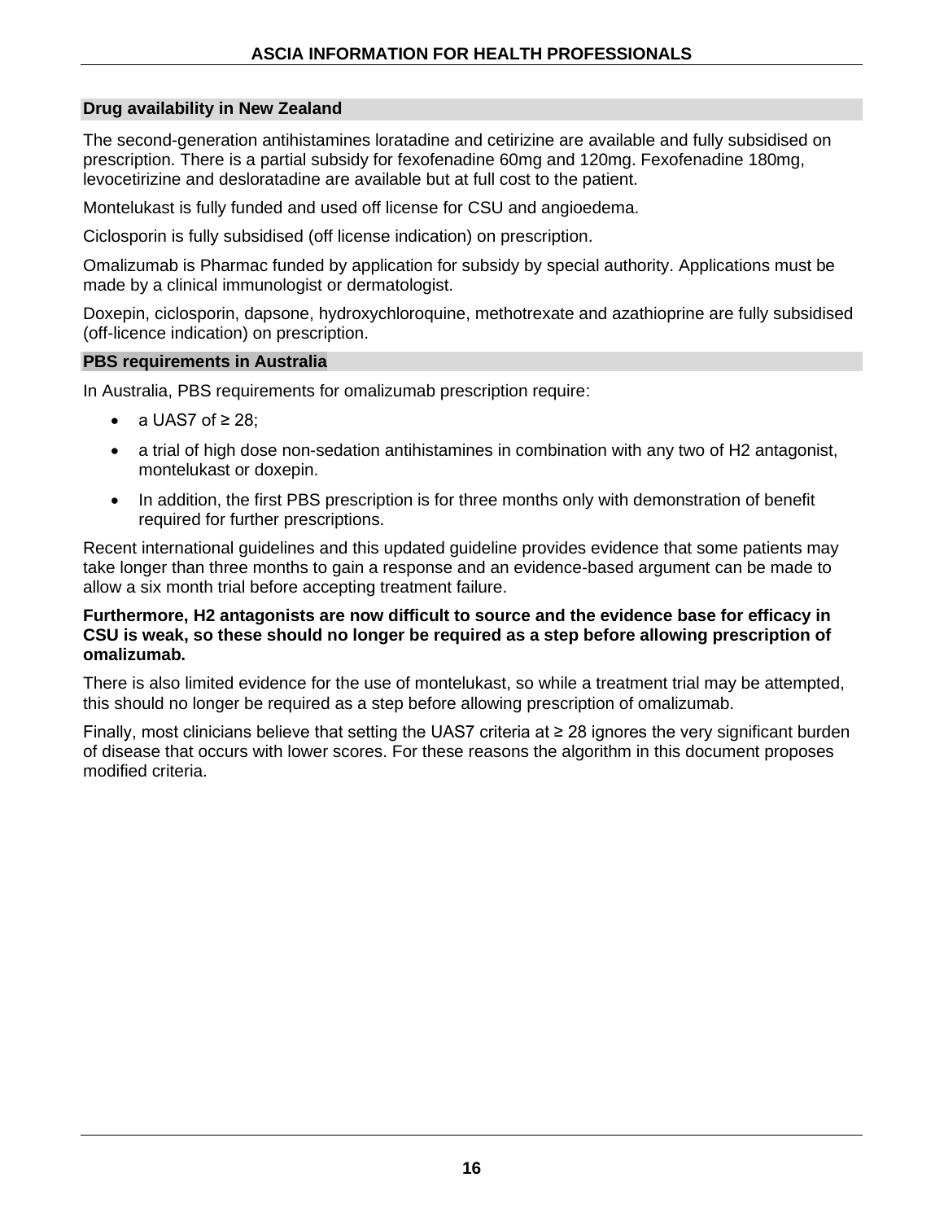## Drug availability in New Zealand

The second-generation antihistamines loratadine and cetirizine are available and fully subsidised on prescription. There is a partial subsidy for fexofenadine 60mg and 120mg. Fexofenadine 180mg, levocetirizine and desloratadine are available but at full cost to the patient.

Montelukast is fully funded and used off license for CSU and angioedema.

Ciclosporin is fully subsidised (off license indication) on prescription.

Omalizumab is Pharmac funded by application for subsidy by special authority. Applications must be made by a clinical immunologist or dermatologist.

Doxepin, ciclosporin, dapsone, hydroxychloroquine, methotrexate and azathioprine are fully subsidised (off-licence indication) on prescription.

## PBS requirements in Australia

In Australia, PBS requirements for omalizumab prescription require:

- a UAS7 of ≥ 28;
- a trial of high dose non-sedation antihistamines in combination with any two of H2 antagonist, montelukast or doxepin.
- In addition, the first PBS prescription is for three months only with demonstration of benefit required for further prescriptions.

Recent international guidelines and this updated guideline provides evidence that some patients may take longer than three months to gain a response and an evidence-based argument can be made to allow a six month trial before accepting treatment failure.

**Furthermore, H2 antagonists are now difficult to source and the evidence base for efficacy in CSU is weak, so these should no longer be required as a step before allowing prescription of omalizumab.**

There is also limited evidence for the use of montelukast, so while a treatment trial may be attempted, this should no longer be required as a step before allowing prescription of omalizumab.

Finally, most clinicians believe that setting the UAS7 criteria at ≥ 28 ignores the very significant burden of disease that occurs with lower scores. For these reasons the algorithm in this document proposes modified criteria.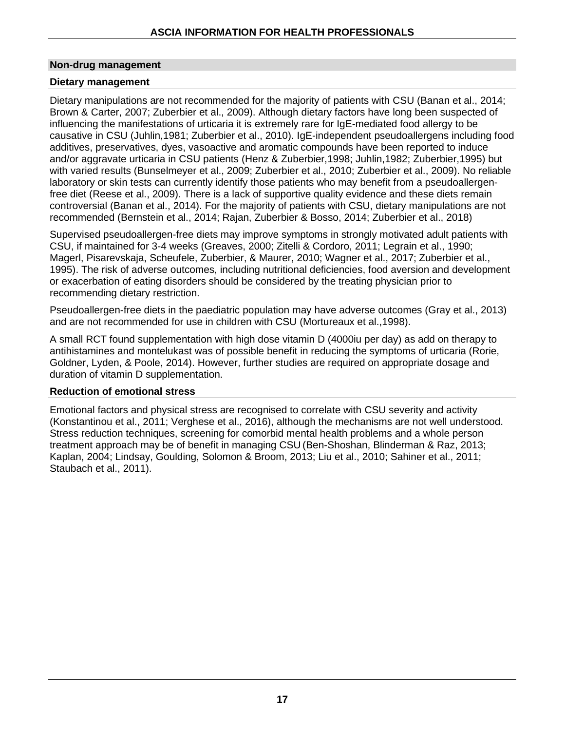## Non-drug management

### Dietary management

Dietary manipulations are not recommended for the majority of patients with CSU (Banan et al., 2014; Brown & Carter, 2007; Zuberbier et al., 2009). Although dietary factors have long been suspected of influencing the manifestations of urticaria it is extremely rare for IgE-mediated food allergy to be causative in CSU (Juhlin,1981; Zuberbier et al., 2010). IgE-independent pseudoallergens including food additives, preservatives, dyes, vasoactive and aromatic compounds have been reported to induce and/or aggravate urticaria in CSU patients (Henz & Zuberbier,1998; Juhlin,1982; Zuberbier,1995) but with varied results (Bunselmeyer et al., 2009; Zuberbier et al., 2010; Zuberbier et al., 2009). No reliable laboratory or skin tests can currently identify those patients who may benefit from a pseudoallergen-free diet (Reese et al., 2009). There is a lack of supportive quality evidence and these diets remain controversial (Banan et al., 2014). For the majority of patients with CSU, dietary manipulations are not recommended (Bernstein et al., 2014; Rajan, Zuberbier & Bosso, 2014; Zuberbier et al., 2018)

Supervised pseudoallergen-free diets may improve symptoms in strongly motivated adult patients with CSU, if maintained for 3-4 weeks (Greaves, 2000; Zitelli & Cordoro, 2011; Legrain et al., 1990; Magerl, Pisarevskaja, Scheufele, Zuberbier, & Maurer, 2010; Wagner et al., 2017; Zuberbier et al., 1995). The risk of adverse outcomes, including nutritional deficiencies, food aversion and development or exacerbation of eating disorders should be considered by the treating physician prior to recommending dietary restriction.

Pseudoallergen-free diets in the paediatric population may have adverse outcomes (Gray et al., 2013) and are not recommended for use in children with CSU (Mortureaux et al.,1998).

A small RCT found supplementation with high dose vitamin D (4000iu per day) as add on therapy to antihistamines and montelukast was of possible benefit in reducing the symptoms of urticaria (Rorie, Goldner, Lyden, & Poole, 2014). However, further studies are required on appropriate dosage and duration of vitamin D supplementation.

### Reduction of emotional stress

Emotional factors and physical stress are recognised to correlate with CSU severity and activity (Konstantinou et al., 2011; Verghese et al., 2016), although the mechanisms are not well understood. Stress reduction techniques, screening for comorbid mental health problems and a whole person treatment approach may be of benefit in managing CSU (Ben-Shoshan, Blinderman & Raz, 2013; Kaplan, 2004; Lindsay, Goulding, Solomon & Broom, 2013; Liu et al., 2010; Sahiner et al., 2011; Staubach et al., 2011).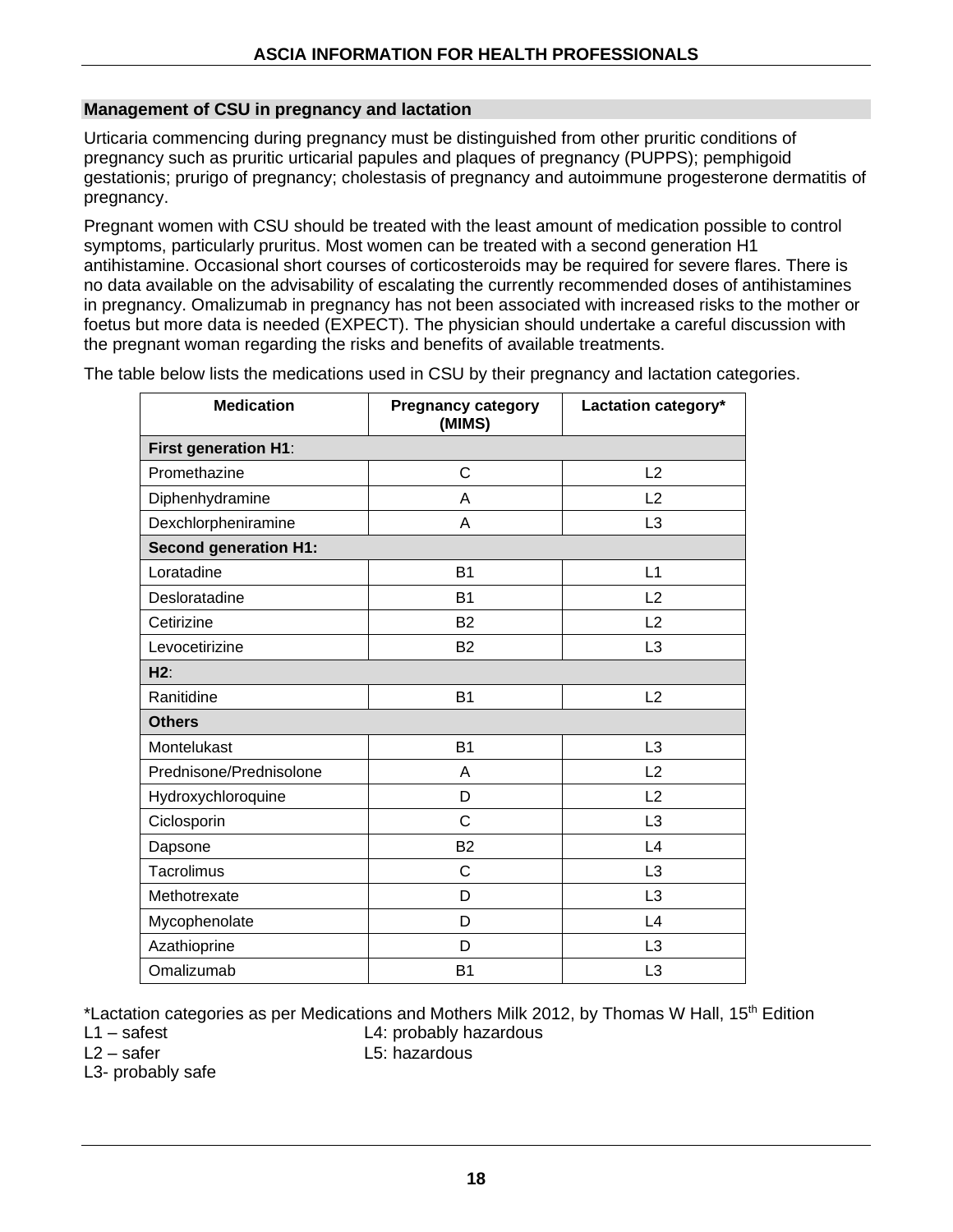## Management of CSU in pregnancy and lactation

Urticaria commencing during pregnancy must be distinguished from other pruritic conditions of pregnancy such as pruritic urticarial papules and plaques of pregnancy (PUPPS); pemphigoid gestationis; prurigo of pregnancy; cholestasis of pregnancy and autoimmune progesterone dermatitis of pregnancy.

Pregnant women with CSU should be treated with the least amount of medication possible to control symptoms, particularly pruritus. Most women can be treated with a second generation H1 antihistamine. Occasional short courses of corticosteroids may be required for severe flares. There is no data available on the advisability of escalating the currently recommended doses of antihistamines in pregnancy. Omalizumab in pregnancy has not been associated with increased risks to the mother or foetus but more data is needed (EXPECT). The physician should undertake a careful discussion with the pregnant woman regarding the risks and benefits of available treatments.

The table below lists the medications used in CSU by their pregnancy and lactation categories.

| Medication | Pregnancy category (MIMS) | Lactation category* |
|---|---|---|
| **First generation H1**: | | |
| Promethazine | C | L2 |
| Diphenhydramine | A | L2 |
| Dexchlorpheniramine | A | L3 |
| **Second generation H1:** | | |
| Loratadine | B1 | L1 |
| Desloratadine | B1 | L2 |
| Cetirizine | B2 | L2 |
| Levocetirizine | B2 | L3 |
| **H2**: | | |
| Ranitidine | B1 | L2 |
| **Others** | | |
| Montelukast | B1 | L3 |
| Prednisone/Prednisolone | A | L2 |
| Hydroxychloroquine | D | L2 |
| Ciclosporin | C | L3 |
| Dapsone | B2 | L4 |
| Tacrolimus | C | L3 |
| Methotrexate | D | L3 |
| Mycophenolate | D | L4 |
| Azathioprine | D | L3 |
| Omalizumab | B1 | L3 |

*Lactation categories as per Medications and Mothers Milk 2012, by Thomas W Hall, 15th Edition

L1 – safest
L2 – safer
L3- probably safe
L4: probably hazardous
L5: hazardous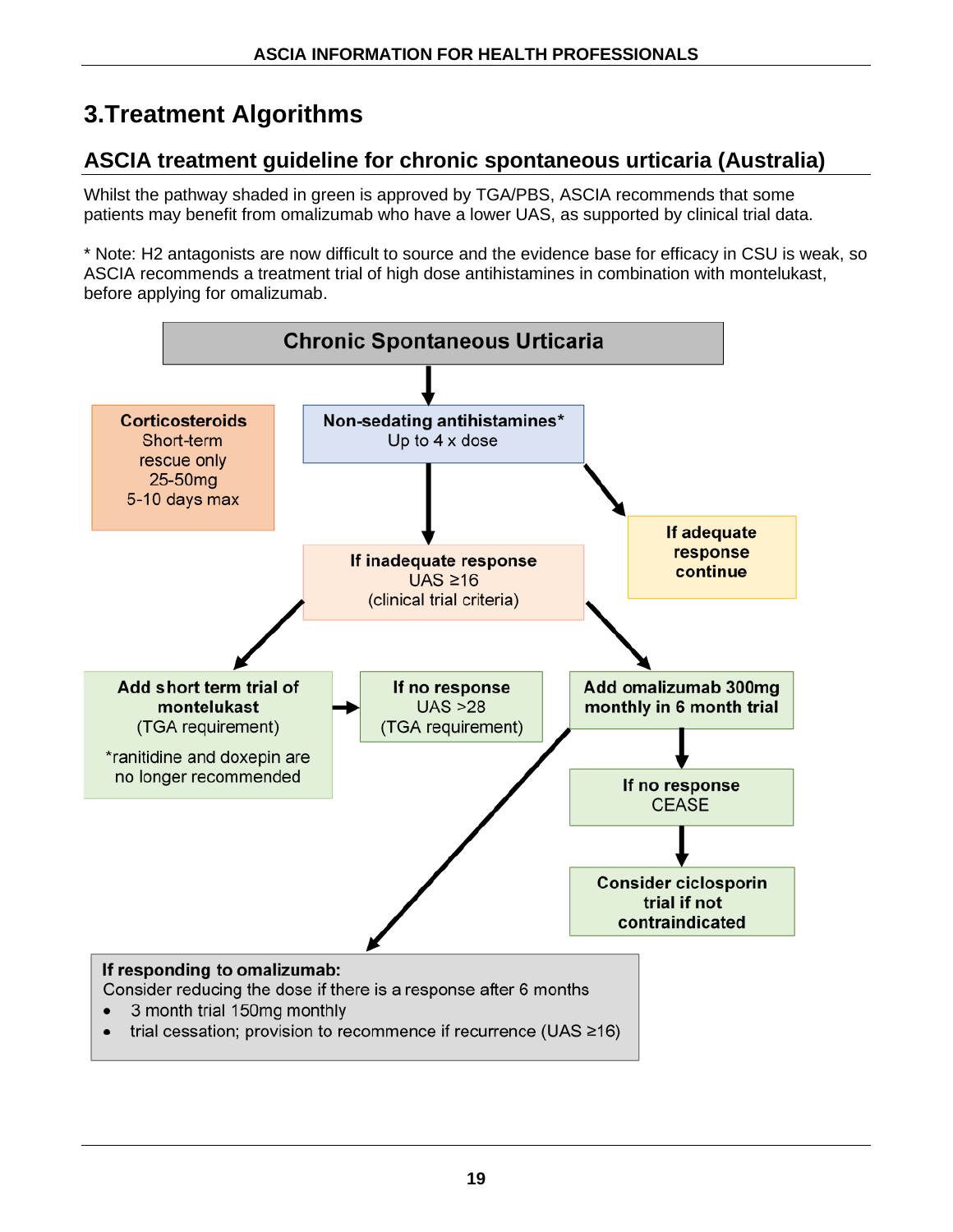# 3.Treatment Algorithms

## ASCIA treatment guideline for chronic spontaneous urticaria (Australia)

Whilst the pathway shaded in green is approved by TGA/PBS, ASCIA recommends that some patients may benefit from omalizumab who have a lower UAS, as supported by clinical trial data.

* Note: H2 antagonists are now difficult to source and the evidence base for efficacy in CSU is weak, so ASCIA recommends a treatment trial of high dose antihistamines in combination with montelukast, before applying for omalizumab.

**Chronic Spontaneous Urticaria**

↓

**Corticosteroids**
Short-term rescue only
25-50mg
5-10 days max

**Non-sedating antihistamines***
Up to 4 x dose

→ **If adequate response continue**

↓

**If inadequate response**
UAS ≥16
(clinical trial criteria)

↙ **Add short term trial of montelukast**
(TGA requirement)
*ranitidine and doxepin are no longer recommended

→ **If no response**
UAS >28
(TGA requirement)

↘ **Add omalizumab 300mg monthly in 6 month trial**

↓

**If no response**
CEASE

↓

**Consider ciclosporin trial if not contraindicated**

**If responding to omalizumab:**
Consider reducing the dose if there is a response after 6 months

- 3 month trial 150mg monthly
- trial cessation; provision to recommence if recurrence (UAS ≥16)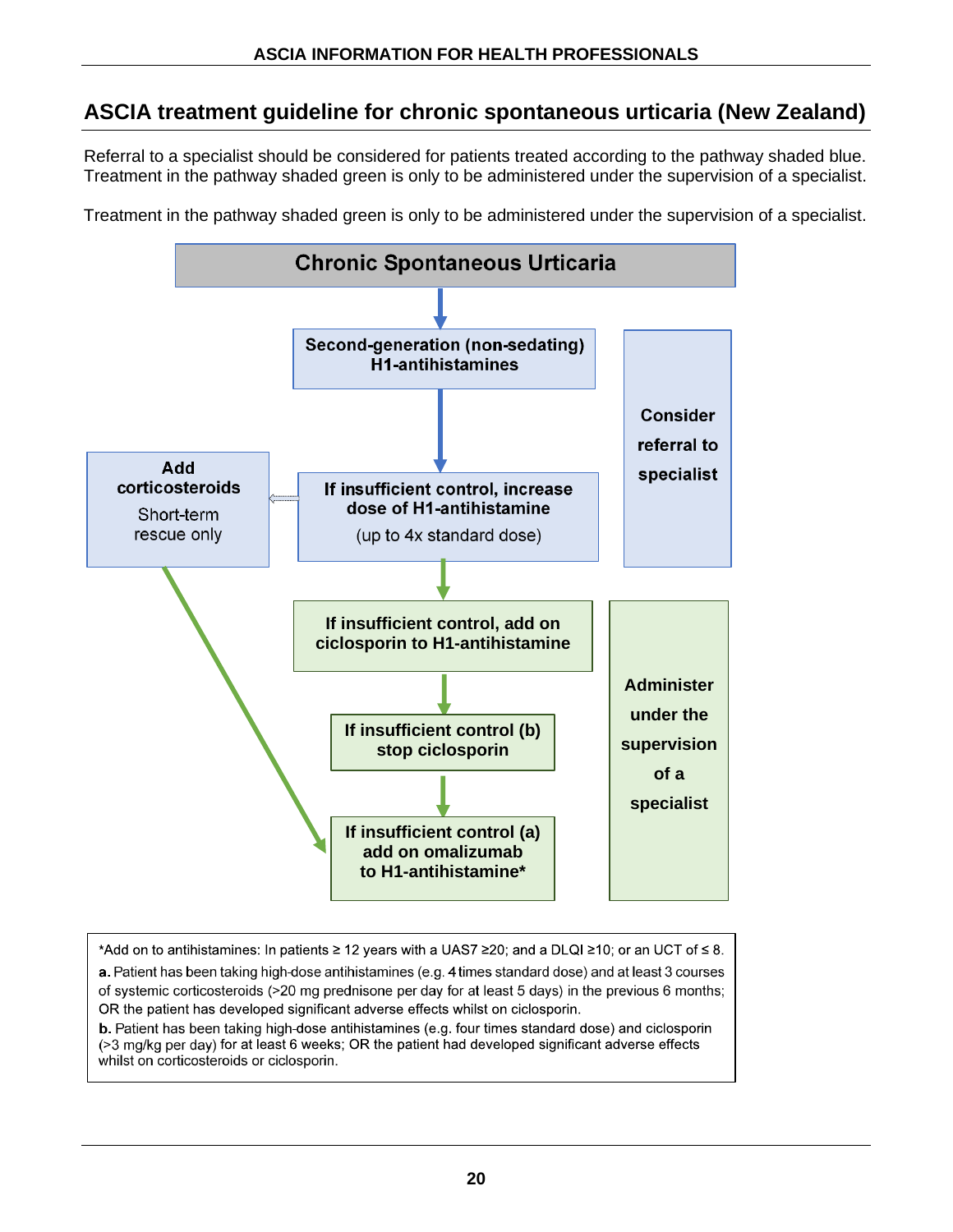## ASCIA treatment guideline for chronic spontaneous urticaria (New Zealand)

Referral to a specialist should be considered for patients treated according to the pathway shaded blue. Treatment in the pathway shaded green is only to be administered under the supervision of a specialist.

Treatment in the pathway shaded green is only to be administered under the supervision of a specialist.

**Chronic Spontaneous Urticaria**

**Second-generation (non-sedating) H1-antihistamines**

**If insufficient control, increase dose of H1-antihistamine**
(up to 4x standard dose)

**Add corticosteroids**
Short-term rescue only

**Consider referral to specialist**

**If insufficient control, add on ciclosporin to H1-antihistamine**

**If insufficient control (b) stop ciclosporin**

**If insufficient control (a) add on omalizumab to H1-antihistamine***

**Administer under the supervision of a specialist**

*Add on to antihistamines: In patients ≥ 12 years with a UAS7 ≥20; and a DLQI ≥10; or an UCT of ≤ 8.

**a.** Patient has been taking high-dose antihistamines (e.g. 4 times standard dose) and at least 3 courses of systemic corticosteroids (>20 mg prednisone per day for at least 5 days) in the previous 6 months; OR the patient has developed significant adverse effects whilst on ciclosporin.

**b.** Patient has been taking high-dose antihistamines (e.g. four times standard dose) and ciclosporin (>3 mg/kg per day) for at least 6 weeks; OR the patient had developed significant adverse effects whilst on corticosteroids or ciclosporin.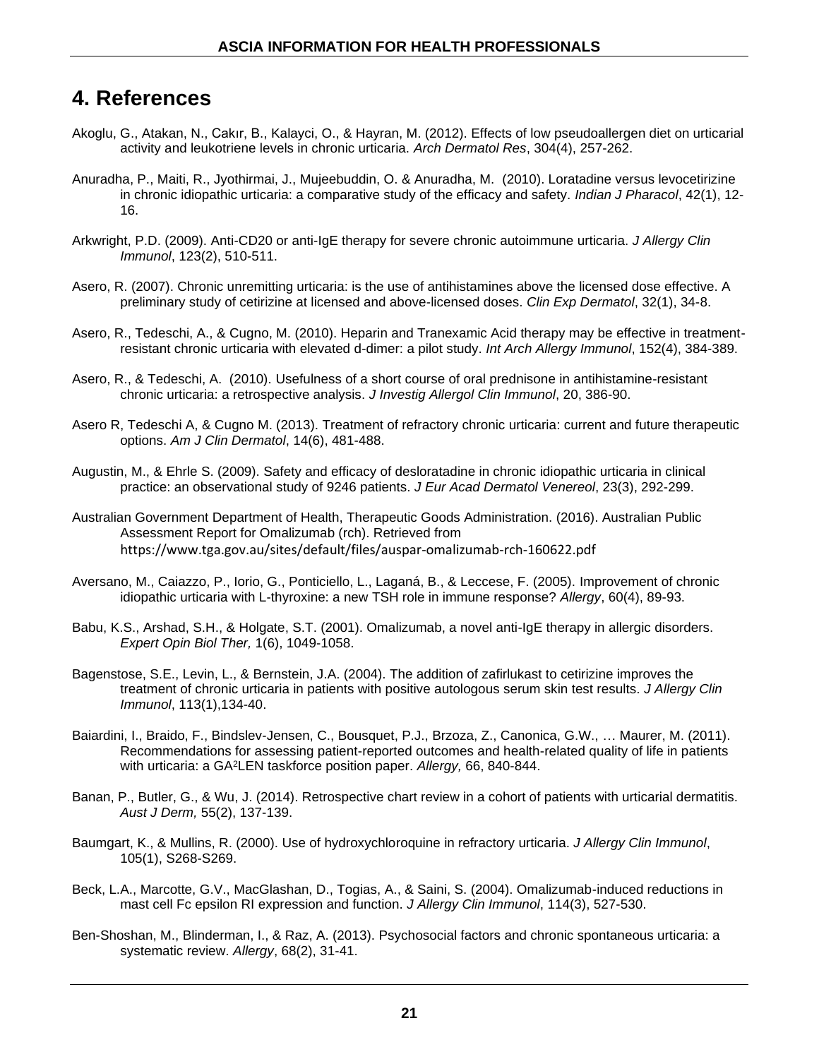## 4. References

Akoglu, G., Atakan, N., Cakır, B., Kalayci, O., & Hayran, M. (2012). Effects of low pseudoallergen diet on urticarial activity and leukotriene levels in chronic urticaria. *Arch Dermatol Res*, 304(4), 257-262.

Anuradha, P., Maiti, R., Jyothirmai, J., Mujeebuddin, O. & Anuradha, M. (2010). Loratadine versus levocetirizine in chronic idiopathic urticaria: a comparative study of the efficacy and safety. *Indian J Pharacol*, 42(1), 12-16.

Arkwright, P.D. (2009). Anti-CD20 or anti-IgE therapy for severe chronic autoimmune urticaria. *J Allergy Clin Immunol*, 123(2), 510-511.

Asero, R. (2007). Chronic unremitting urticaria: is the use of antihistamines above the licensed dose effective. A preliminary study of cetirizine at licensed and above-licensed doses. *Clin Exp Dermatol*, 32(1), 34-8.

Asero, R., Tedeschi, A., & Cugno, M. (2010). Heparin and Tranexamic Acid therapy may be effective in treatment-resistant chronic urticaria with elevated d-dimer: a pilot study. *Int Arch Allergy Immunol*, 152(4), 384-389.

Asero, R., & Tedeschi, A. (2010). Usefulness of a short course of oral prednisone in antihistamine-resistant chronic urticaria: a retrospective analysis. *J Investig Allergol Clin Immunol*, 20, 386-90.

Asero R, Tedeschi A, & Cugno M. (2013). Treatment of refractory chronic urticaria: current and future therapeutic options. *Am J Clin Dermatol*, 14(6), 481-488.

Augustin, M., & Ehrle S. (2009). Safety and efficacy of desloratadine in chronic idiopathic urticaria in clinical practice: an observational study of 9246 patients. *J Eur Acad Dermatol Venereol*, 23(3), 292-299.

Australian Government Department of Health, Therapeutic Goods Administration. (2016). Australian Public Assessment Report for Omalizumab (rch). Retrieved from https://www.tga.gov.au/sites/default/files/auspar-omalizumab-rch-160622.pdf

Aversano, M., Caiazzo, P., Iorio, G., Ponticiello, L., Laganá, B., & Leccese, F. (2005). Improvement of chronic idiopathic urticaria with L-thyroxine: a new TSH role in immune response? *Allergy*, 60(4), 89-93.

Babu, K.S., Arshad, S.H., & Holgate, S.T. (2001). Omalizumab, a novel anti-IgE therapy in allergic disorders. *Expert Opin Biol Ther,* 1(6), 1049-1058.

Bagenstose, S.E., Levin, L., & Bernstein, J.A. (2004). The addition of zafirlukast to cetirizine improves the treatment of chronic urticaria in patients with positive autologous serum skin test results. *J Allergy Clin Immunol*, 113(1),134-40.

Baiardini, I., Braido, F., Bindslev-Jensen, C., Bousquet, P.J., Brzoza, Z., Canonica, G.W., … Maurer, M. (2011). Recommendations for assessing patient-reported outcomes and health-related quality of life in patients with urticaria: a $GA^2LEN$ taskforce position paper. *Allergy,* 66, 840-844.

Banan, P., Butler, G., & Wu, J. (2014). Retrospective chart review in a cohort of patients with urticarial dermatitis. *Aust J Derm,* 55(2), 137-139.

Baumgart, K., & Mullins, R. (2000). Use of hydroxychloroquine in refractory urticaria. *J Allergy Clin Immunol*, 105(1), S268-S269.

Beck, L.A., Marcotte, G.V., MacGlashan, D., Togias, A., & Saini, S. (2004). Omalizumab-induced reductions in mast cell Fc epsilon RI expression and function. *J Allergy Clin Immunol*, 114(3), 527-530.

Ben-Shoshan, M., Blinderman, I., & Raz, A. (2013). Psychosocial factors and chronic spontaneous urticaria: a systematic review. *Allergy*, 68(2), 31-41.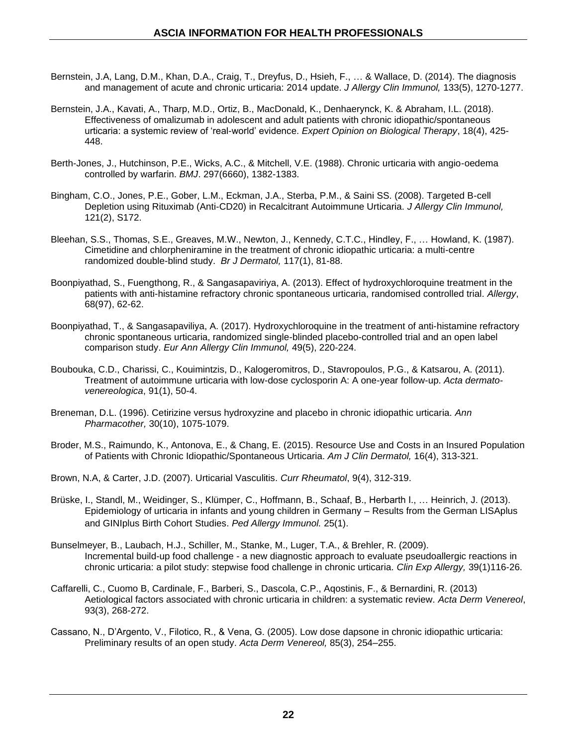Bernstein, J.A, Lang, D.M., Khan, D.A., Craig, T., Dreyfus, D., Hsieh, F., … & Wallace, D. (2014). The diagnosis and management of acute and chronic urticaria: 2014 update. *J Allergy Clin Immunol,* 133(5), 1270-1277.

Bernstein, J.A., Kavati, A., Tharp, M.D., Ortiz, B., MacDonald, K., Denhaerynck, K. & Abraham, I.L. (2018). Effectiveness of omalizumab in adolescent and adult patients with chronic idiopathic/spontaneous urticaria: a systemic review of 'real-world' evidence. *Expert Opinion on Biological Therapy*, 18(4), 425-448.

Berth-Jones, J., Hutchinson, P.E., Wicks, A.C., & Mitchell, V.E. (1988). Chronic urticaria with angio-oedema controlled by warfarin. *BMJ*. 297(6660), 1382-1383.

Bingham, C.O., Jones, P.E., Gober, L.M., Eckman, J.A., Sterba, P.M., & Saini SS. (2008). Targeted B-cell Depletion using Rituximab (Anti-CD20) in Recalcitrant Autoimmune Urticaria. *J Allergy Clin Immunol,* 121(2), S172.

Bleehan, S.S., Thomas, S.E., Greaves, M.W., Newton, J., Kennedy, C.T.C., Hindley, F., … Howland, K. (1987). Cimetidine and chlorpheniramine in the treatment of chronic idiopathic urticaria: a multi-centre randomized double-blind study. *Br J Dermatol,* 117(1), 81-88.

Boonpiyathad, S., Fuengthong, R., & Sangasapaviriya, A. (2013). Effect of hydroxychloroquine treatment in the patients with anti-histamine refractory chronic spontaneous urticaria, randomised controlled trial. *Allergy*, 68(97), 62-62.

Boonpiyathad, T., & Sangasapaviliya, A. (2017). Hydroxychloroquine in the treatment of anti-histamine refractory chronic spontaneous urticaria, randomized single-blinded placebo-controlled trial and an open label comparison study. *Eur Ann Allergy Clin Immunol,* 49(5), 220-224.

Boubouka, C.D., Charissi, C., Kouimintzis, D., Kalogeromitros, D., Stavropoulos, P.G., & Katsarou, A. (2011). Treatment of autoimmune urticaria with low-dose cyclosporin A: A one-year follow-up. *Acta dermato-venereologica*, 91(1), 50-4.

Breneman, D.L. (1996). Cetirizine versus hydroxyzine and placebo in chronic idiopathic urticaria. *Ann Pharmacother,* 30(10), 1075-1079.

Broder, M.S., Raimundo, K., Antonova, E., & Chang, E. (2015). Resource Use and Costs in an Insured Population of Patients with Chronic Idiopathic/Spontaneous Urticaria. *Am J Clin Dermatol,* 16(4), 313-321.

Brown, N.A, & Carter, J.D. (2007). Urticarial Vasculitis. *Curr Rheumatol*, 9(4), 312-319.

Brüske, I., Standl, M., Weidinger, S., Klümper, C., Hoffmann, B., Schaaf, B., Herbarth I., … Heinrich, J. (2013). Epidemiology of urticaria in infants and young children in Germany – Results from the German LISAplus and GINIplus Birth Cohort Studies. *Ped Allergy Immunol.* 25(1).

Bunselmeyer, B., Laubach, H.J., Schiller, M., Stanke, M., Luger, T.A., & Brehler, R. (2009). Incremental build-up food challenge - a new diagnostic approach to evaluate pseudoallergic reactions in chronic urticaria: a pilot study: stepwise food challenge in chronic urticaria. *Clin Exp Allergy,* 39(1)116-26.

Caffarelli, C., Cuomo B, Cardinale, F., Barberi, S., Dascola, C.P., Aqostinis, F., & Bernardini, R. (2013) Aetiological factors associated with chronic urticaria in children: a systematic review. *Acta Derm Venereol*, 93(3), 268-272.

Cassano, N., D'Argento, V., Filotico, R., & Vena, G. (2005). Low dose dapsone in chronic idiopathic urticaria: Preliminary results of an open study. *Acta Derm Venereol,* 85(3), 254–255.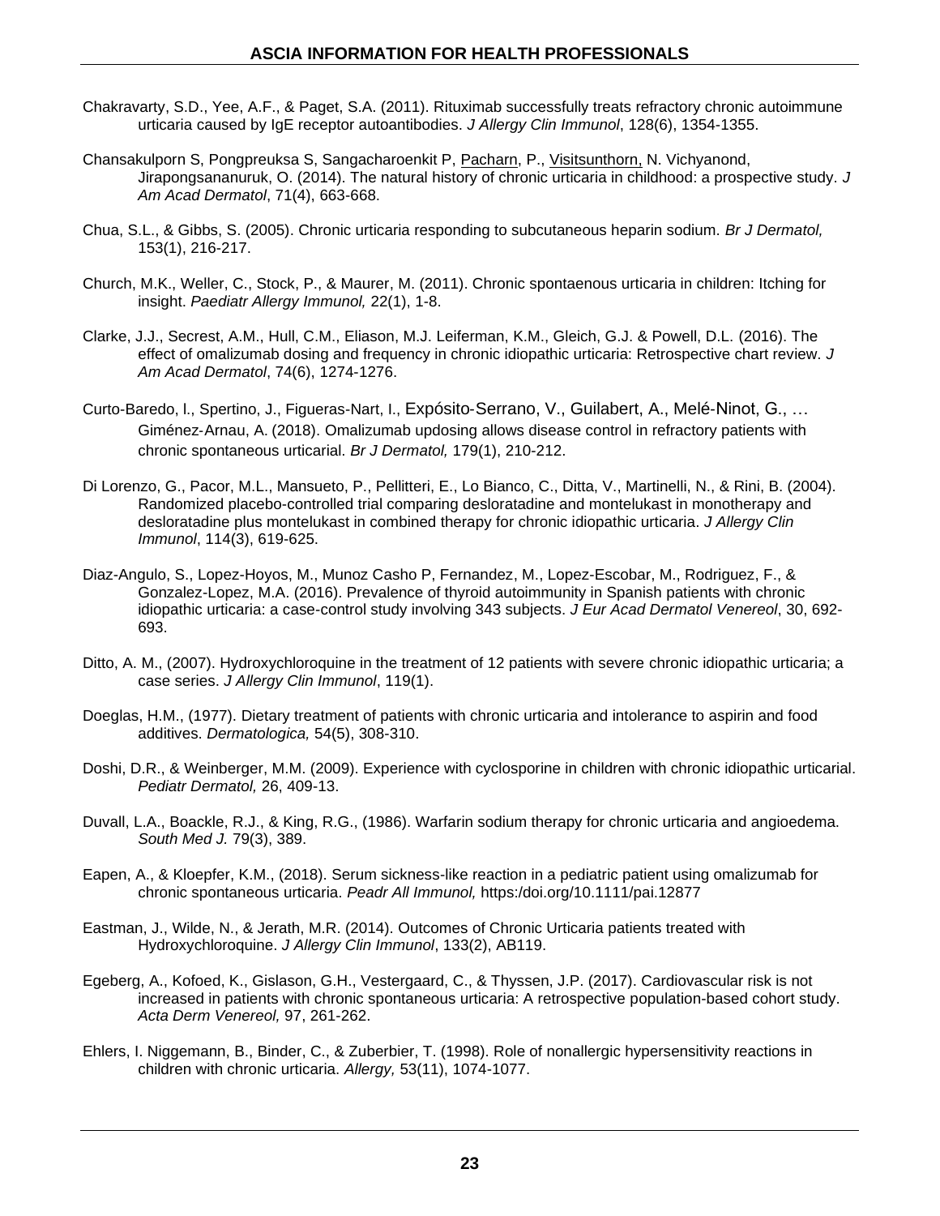Chakravarty, S.D., Yee, A.F., & Paget, S.A. (2011). Rituximab successfully treats refractory chronic autoimmune urticaria caused by IgE receptor autoantibodies. *J Allergy Clin Immunol*, 128(6), 1354-1355.

Chansakulporn S, Pongpreuksa S, Sangacharoenkit P, Pacharn, P., Visitsunthorn, N. Vichyanond, Jirapongsananuruk, O. (2014). The natural history of chronic urticaria in childhood: a prospective study. *J Am Acad Dermatol*, 71(4), 663-668.

Chua, S.L., & Gibbs, S. (2005). Chronic urticaria responding to subcutaneous heparin sodium. *Br J Dermatol,* 153(1), 216-217.

Church, M.K., Weller, C., Stock, P., & Maurer, M. (2011). Chronic spontaenous urticaria in children: Itching for insight. *Paediatr Allergy Immunol,* 22(1), 1-8.

Clarke, J.J., Secrest, A.M., Hull, C.M., Eliason, M.J. Leiferman, K.M., Gleich, G.J. & Powell, D.L. (2016). The effect of omalizumab dosing and frequency in chronic idiopathic urticaria: Retrospective chart review. *J Am Acad Dermatol*, 74(6), 1274-1276.

Curto-Baredo, l., Spertino, J., Figueras-Nart, I., Expósito-Serrano, V., Guilabert, A., Melé-Ninot, G., … Giménez-Arnau, A. (2018). Omalizumab updosing allows disease control in refractory patients with chronic spontaneous urticarial. *Br J Dermatol,* 179(1), 210-212.

Di Lorenzo, G., Pacor, M.L., Mansueto, P., Pellitteri, E., Lo Bianco, C., Ditta, V., Martinelli, N., & Rini, B. (2004). Randomized placebo-controlled trial comparing desloratadine and montelukast in monotherapy and desloratadine plus montelukast in combined therapy for chronic idiopathic urticaria. *J Allergy Clin Immunol*, 114(3), 619-625.

Diaz-Angulo, S., Lopez-Hoyos, M., Munoz Casho P, Fernandez, M., Lopez-Escobar, M., Rodriguez, F., & Gonzalez-Lopez, M.A. (2016). Prevalence of thyroid autoimmunity in Spanish patients with chronic idiopathic urticaria: a case-control study involving 343 subjects. *J Eur Acad Dermatol Venereol*, 30, 692-693.

Ditto, A. M., (2007). Hydroxychloroquine in the treatment of 12 patients with severe chronic idiopathic urticaria; a case series. *J Allergy Clin Immunol*, 119(1).

Doeglas, H.M., (1977). Dietary treatment of patients with chronic urticaria and intolerance to aspirin and food additives. *Dermatologica,* 54(5), 308-310.

Doshi, D.R., & Weinberger, M.M. (2009). Experience with cyclosporine in children with chronic idiopathic urticarial. *Pediatr Dermatol,* 26, 409-13.

Duvall, L.A., Boackle, R.J., & King, R.G., (1986). Warfarin sodium therapy for chronic urticaria and angioedema. *South Med J.* 79(3), 389.

Eapen, A., & Kloepfer, K.M., (2018). Serum sickness-like reaction in a pediatric patient using omalizumab for chronic spontaneous urticaria. *Peadr All Immunol,* https:/doi.org/10.1111/pai.12877

Eastman, J., Wilde, N., & Jerath, M.R. (2014). Outcomes of Chronic Urticaria patients treated with Hydroxychloroquine. *J Allergy Clin Immunol*, 133(2), AB119.

Egeberg, A., Kofoed, K., Gislason, G.H., Vestergaard, C., & Thyssen, J.P. (2017). Cardiovascular risk is not increased in patients with chronic spontaneous urticaria: A retrospective population-based cohort study. *Acta Derm Venereol,* 97, 261-262.

Ehlers, I. Niggemann, B., Binder, C., & Zuberbier, T. (1998). Role of nonallergic hypersensitivity reactions in children with chronic urticaria. *Allergy,* 53(11), 1074-1077.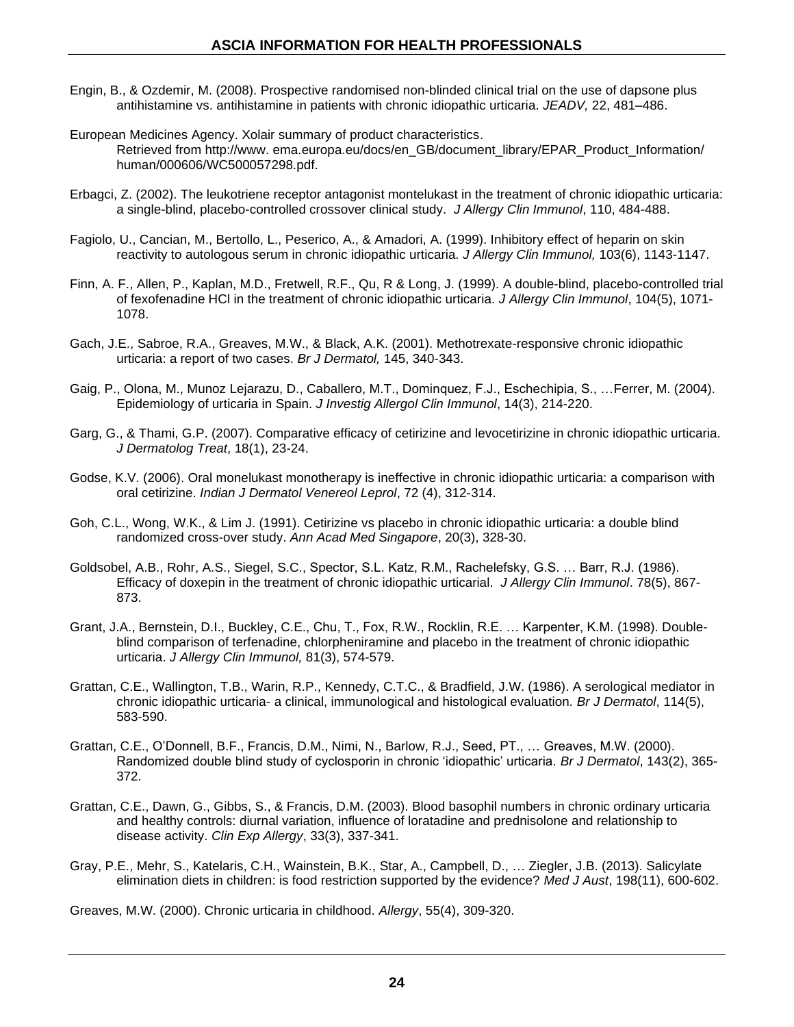Engin, B., & Ozdemir, M. (2008). Prospective randomised non-blinded clinical trial on the use of dapsone plus antihistamine vs. antihistamine in patients with chronic idiopathic urticaria. *JEADV,* 22, 481–486.

European Medicines Agency. Xolair summary of product characteristics. Retrieved from http://www. ema.europa.eu/docs/en_GB/document_library/EPAR_Product_Information/ human/000606/WC500057298.pdf.

Erbagci, Z. (2002). The leukotriene receptor antagonist montelukast in the treatment of chronic idiopathic urticaria: a single-blind, placebo-controlled crossover clinical study. *J Allergy Clin Immunol*, 110, 484-488.

Fagiolo, U., Cancian, M., Bertollo, L., Peserico, A., & Amadori, A. (1999). Inhibitory effect of heparin on skin reactivity to autologous serum in chronic idiopathic urticaria. *J Allergy Clin Immunol,* 103(6), 1143-1147.

Finn, A. F., Allen, P., Kaplan, M.D., Fretwell, R.F., Qu, R & Long, J. (1999). A double-blind, placebo-controlled trial of fexofenadine HCl in the treatment of chronic idiopathic urticaria. *J Allergy Clin Immunol*, 104(5), 1071-1078.

Gach, J.E., Sabroe, R.A., Greaves, M.W., & Black, A.K. (2001). Methotrexate-responsive chronic idiopathic urticaria: a report of two cases. *Br J Dermatol,* 145, 340-343.

Gaig, P., Olona, M., Munoz Lejarazu, D., Caballero, M.T., Dominquez, F.J., Eschechipia, S., …Ferrer, M. (2004). Epidemiology of urticaria in Spain. *J Investig Allergol Clin Immunol*, 14(3), 214-220.

Garg, G., & Thami, G.P. (2007). Comparative efficacy of cetirizine and levocetirizine in chronic idiopathic urticaria. *J Dermatolog Treat*, 18(1), 23-24.

Godse, K.V. (2006). Oral monelukast monotherapy is ineffective in chronic idiopathic urticaria: a comparison with oral cetirizine. *Indian J Dermatol Venereol Leprol*, 72 (4), 312-314.

Goh, C.L., Wong, W.K., & Lim J. (1991). Cetirizine vs placebo in chronic idiopathic urticaria: a double blind randomized cross-over study. *Ann Acad Med Singapore*, 20(3), 328-30.

Goldsobel, A.B., Rohr, A.S., Siegel, S.C., Spector, S.L. Katz, R.M., Rachelefsky, G.S. … Barr, R.J. (1986). Efficacy of doxepin in the treatment of chronic idiopathic urticarial. *J Allergy Clin Immunol*. 78(5), 867-873.

Grant, J.A., Bernstein, D.I., Buckley, C.E., Chu, T., Fox, R.W., Rocklin, R.E. … Karpenter, K.M. (1998). Double-blind comparison of terfenadine, chlorpheniramine and placebo in the treatment of chronic idiopathic urticaria. *J Allergy Clin Immunol,* 81(3), 574-579.

Grattan, C.E., Wallington, T.B., Warin, R.P., Kennedy, C.T.C., & Bradfield, J.W. (1986). A serological mediator in chronic idiopathic urticaria- a clinical, immunological and histological evaluation. *Br J Dermatol*, 114(5), 583-590.

Grattan, C.E., O'Donnell, B.F., Francis, D.M., Nimi, N., Barlow, R.J., Seed, PT., … Greaves, M.W. (2000). Randomized double blind study of cyclosporin in chronic 'idiopathic' urticaria. *Br J Dermatol*, 143(2), 365-372.

Grattan, C.E., Dawn, G., Gibbs, S., & Francis, D.M. (2003). Blood basophil numbers in chronic ordinary urticaria and healthy controls: diurnal variation, influence of loratadine and prednisolone and relationship to disease activity. *Clin Exp Allergy*, 33(3), 337-341.

Gray, P.E., Mehr, S., Katelaris, C.H., Wainstein, B.K., Star, A., Campbell, D., … Ziegler, J.B. (2013). Salicylate elimination diets in children: is food restriction supported by the evidence? *Med J Aust*, 198(11), 600-602.

Greaves, M.W. (2000). Chronic urticaria in childhood. *Allergy*, 55(4), 309-320.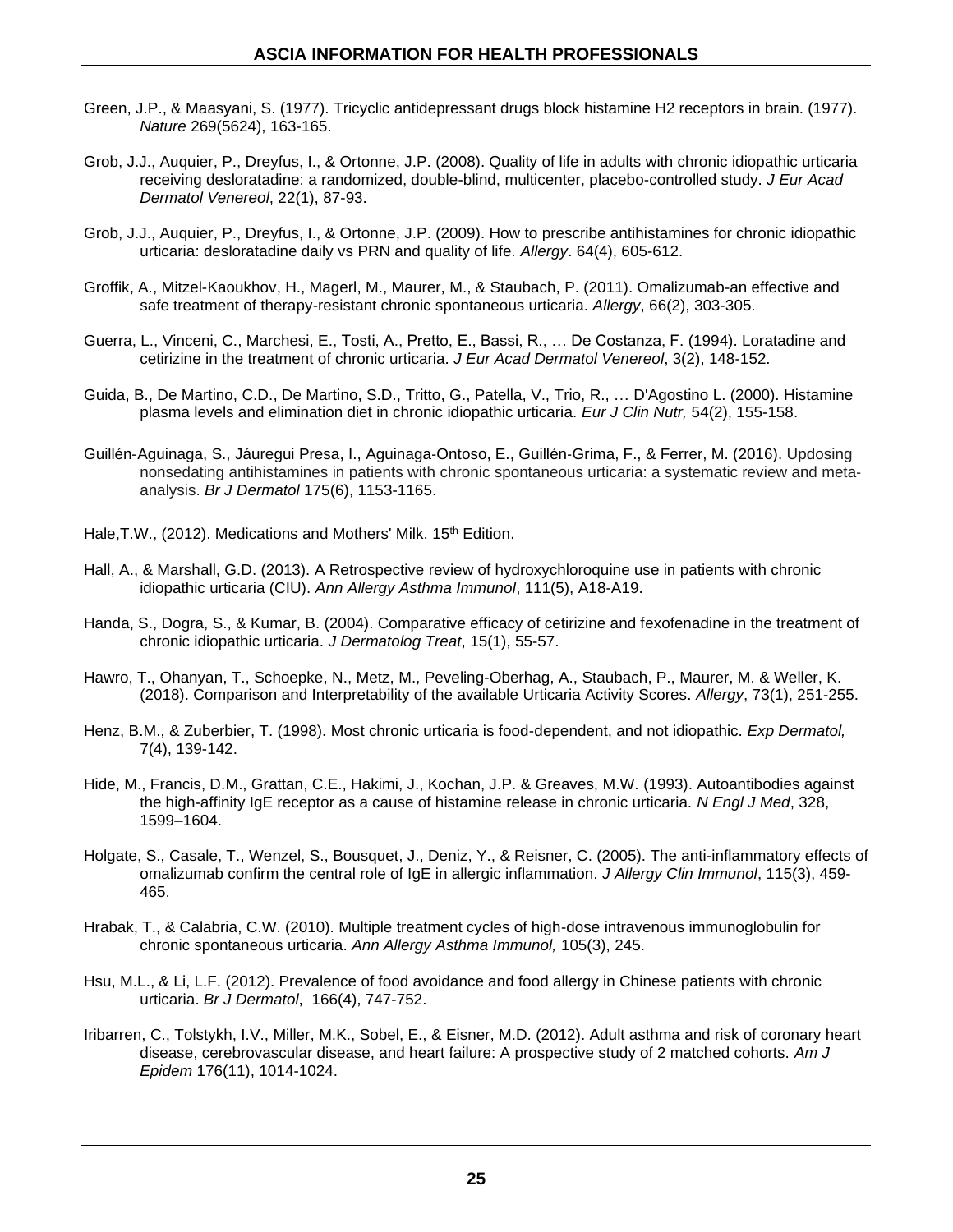Green, J.P., & Maasyani, S. (1977). Tricyclic antidepressant drugs block histamine H2 receptors in brain. (1977). *Nature* 269(5624), 163-165.

Grob, J.J., Auquier, P., Dreyfus, I., & Ortonne, J.P. (2008). Quality of life in adults with chronic idiopathic urticaria receiving desloratadine: a randomized, double-blind, multicenter, placebo-controlled study. *J Eur Acad Dermatol Venereol*, 22(1), 87-93.

Grob, J.J., Auquier, P., Dreyfus, I., & Ortonne, J.P. (2009). How to prescribe antihistamines for chronic idiopathic urticaria: desloratadine daily vs PRN and quality of life. *Allergy*. 64(4), 605-612.

Groffik, A., Mitzel-Kaoukhov, H., Magerl, M., Maurer, M., & Staubach, P. (2011). Omalizumab-an effective and safe treatment of therapy-resistant chronic spontaneous urticaria. *Allergy*, 66(2), 303-305.

Guerra, L., Vinceni, C., Marchesi, E., Tosti, A., Pretto, E., Bassi, R., … De Costanza, F. (1994). Loratadine and cetirizine in the treatment of chronic urticaria. *J Eur Acad Dermatol Venereol*, 3(2), 148-152.

Guida, B., De Martino, C.D., De Martino, S.D., Tritto, G., Patella, V., Trio, R., … D'Agostino L. (2000). Histamine plasma levels and elimination diet in chronic idiopathic urticaria. *Eur J Clin Nutr,* 54(2), 155-158.

Guillén‐Aguinaga, S., Jáuregui Presa, I., Aguinaga‐Ontoso, E., Guillén‐Grima, F., & Ferrer, M. (2016). Updosing nonsedating antihistamines in patients with chronic spontaneous urticaria: a systematic review and meta-analysis. *Br J Dermatol* 175(6), 1153-1165.

Hale,T.W., (2012). Medications and Mothers' Milk. 15th Edition.

Hall, A., & Marshall, G.D. (2013). A Retrospective review of hydroxychloroquine use in patients with chronic idiopathic urticaria (CIU). *Ann Allergy Asthma Immunol*, 111(5), A18-A19.

Handa, S., Dogra, S., & Kumar, B. (2004). Comparative efficacy of cetirizine and fexofenadine in the treatment of chronic idiopathic urticaria. *J Dermatolog Treat*, 15(1), 55-57.

Hawro, T., Ohanyan, T., Schoepke, N., Metz, M., Peveling-Oberhag, A., Staubach, P., Maurer, M. & Weller, K. (2018). Comparison and Interpretability of the available Urticaria Activity Scores. *Allergy*, 73(1), 251-255.

Henz, B.M., & Zuberbier, T. (1998). Most chronic urticaria is food-dependent, and not idiopathic. *Exp Dermatol,* 7(4), 139-142.

Hide, M., Francis, D.M., Grattan, C.E., Hakimi, J., Kochan, J.P. & Greaves, M.W. (1993). Autoantibodies against the high-affinity IgE receptor as a cause of histamine release in chronic urticaria. *N Engl J Med*, 328, 1599–1604.

Holgate, S., Casale, T., Wenzel, S., Bousquet, J., Deniz, Y., & Reisner, C. (2005). The anti-inflammatory effects of omalizumab confirm the central role of IgE in allergic inflammation. *J Allergy Clin Immunol*, 115(3), 459-465.

Hrabak, T., & Calabria, C.W. (2010). Multiple treatment cycles of high-dose intravenous immunoglobulin for chronic spontaneous urticaria. *Ann Allergy Asthma Immunol,* 105(3), 245.

Hsu, M.L., & Li, L.F. (2012). Prevalence of food avoidance and food allergy in Chinese patients with chronic urticaria. *Br J Dermatol*, 166(4), 747-752.

Iribarren, C., Tolstykh, I.V., Miller, M.K., Sobel, E., & Eisner, M.D. (2012). Adult asthma and risk of coronary heart disease, cerebrovascular disease, and heart failure: A prospective study of 2 matched cohorts. *Am J Epidem* 176(11), 1014-1024.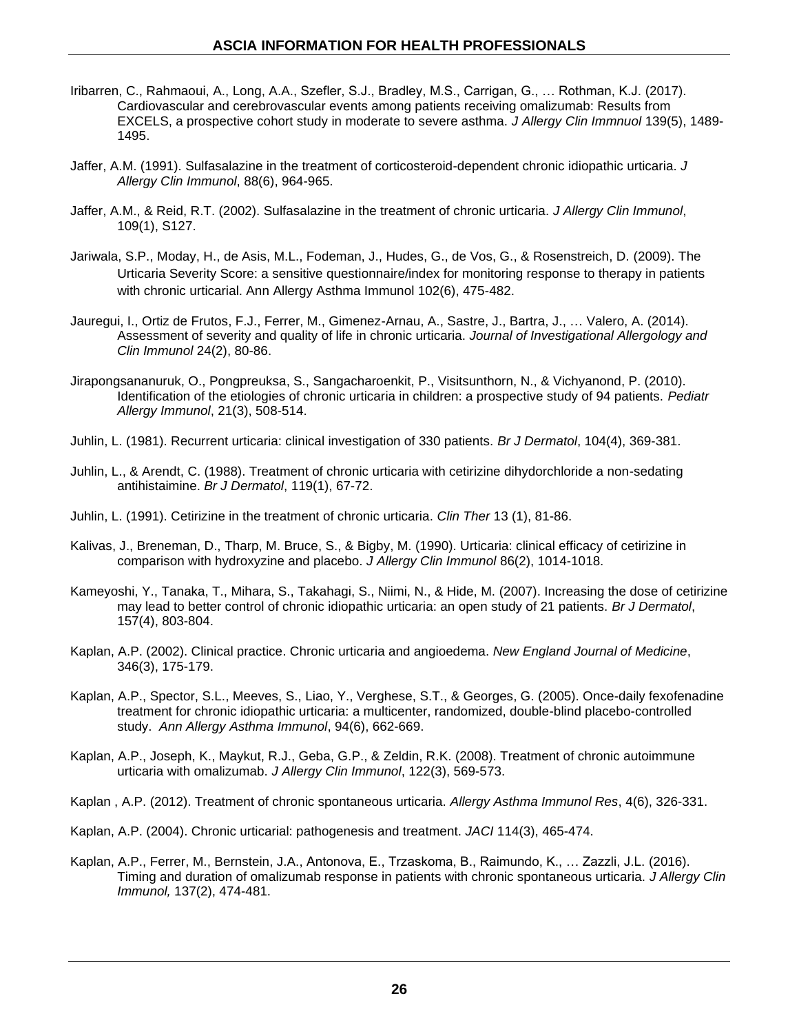Iribarren, C., Rahmaoui, A., Long, A.A., Szefler, S.J., Bradley, M.S., Carrigan, G., … Rothman, K.J. (2017). Cardiovascular and cerebrovascular events among patients receiving omalizumab: Results from EXCELS, a prospective cohort study in moderate to severe asthma. *J Allergy Clin Immnuol* 139(5), 1489-1495.

Jaffer, A.M. (1991). Sulfasalazine in the treatment of corticosteroid-dependent chronic idiopathic urticaria. *J Allergy Clin Immunol*, 88(6), 964-965.

Jaffer, A.M., & Reid, R.T. (2002). Sulfasalazine in the treatment of chronic urticaria. *J Allergy Clin Immunol*, 109(1), S127.

Jariwala, S.P., Moday, H., de Asis, M.L., Fodeman, J., Hudes, G., de Vos, G., & Rosenstreich, D. (2009). The Urticaria Severity Score: a sensitive questionnaire/index for monitoring response to therapy in patients with chronic urticarial. Ann Allergy Asthma Immunol 102(6), 475-482.

Jauregui, I., Ortiz de Frutos, F.J., Ferrer, M., Gimenez-Arnau, A., Sastre, J., Bartra, J., … Valero, A. (2014). Assessment of severity and quality of life in chronic urticaria. *Journal of Investigational Allergology and Clin Immunol* 24(2), 80-86.

Jirapongsananuruk, O., Pongpreuksa, S., Sangacharoenkit, P., Visitsunthorn, N., & Vichyanond, P. (2010). Identification of the etiologies of chronic urticaria in children: a prospective study of 94 patients. *Pediatr Allergy Immunol*, 21(3), 508-514.

Juhlin, L. (1981). Recurrent urticaria: clinical investigation of 330 patients. *Br J Dermatol*, 104(4), 369-381.

Juhlin, L., & Arendt, C. (1988). Treatment of chronic urticaria with cetirizine dihydorchloride a non-sedating antihistaimine. *Br J Dermatol*, 119(1), 67-72.

Juhlin, L. (1991). Cetirizine in the treatment of chronic urticaria. *Clin Ther* 13 (1), 81-86.

Kalivas, J., Breneman, D., Tharp, M. Bruce, S., & Bigby, M. (1990). Urticaria: clinical efficacy of cetirizine in comparison with hydroxyzine and placebo. *J Allergy Clin Immunol* 86(2), 1014-1018.

Kameyoshi, Y., Tanaka, T., Mihara, S., Takahagi, S., Niimi, N., & Hide, M. (2007). Increasing the dose of cetirizine may lead to better control of chronic idiopathic urticaria: an open study of 21 patients. *Br J Dermatol*, 157(4), 803-804.

Kaplan, A.P. (2002). Clinical practice. Chronic urticaria and angioedema. *New England Journal of Medicine*, 346(3), 175-179.

Kaplan, A.P., Spector, S.L., Meeves, S., Liao, Y., Verghese, S.T., & Georges, G. (2005). Once-daily fexofenadine treatment for chronic idiopathic urticaria: a multicenter, randomized, double-blind placebo-controlled study. *Ann Allergy Asthma Immunol*, 94(6), 662-669.

Kaplan, A.P., Joseph, K., Maykut, R.J., Geba, G.P., & Zeldin, R.K. (2008). Treatment of chronic autoimmune urticaria with omalizumab. *J Allergy Clin Immunol*, 122(3), 569-573.

Kaplan , A.P. (2012). Treatment of chronic spontaneous urticaria. *Allergy Asthma Immunol Res*, 4(6), 326-331.

Kaplan, A.P. (2004). Chronic urticarial: pathogenesis and treatment. *JACI* 114(3), 465-474.

Kaplan, A.P., Ferrer, M., Bernstein, J.A., Antonova, E., Trzaskoma, B., Raimundo, K., … Zazzli, J.L. (2016). Timing and duration of omalizumab response in patients with chronic spontaneous urticaria. *J Allergy Clin Immunol,* 137(2), 474-481.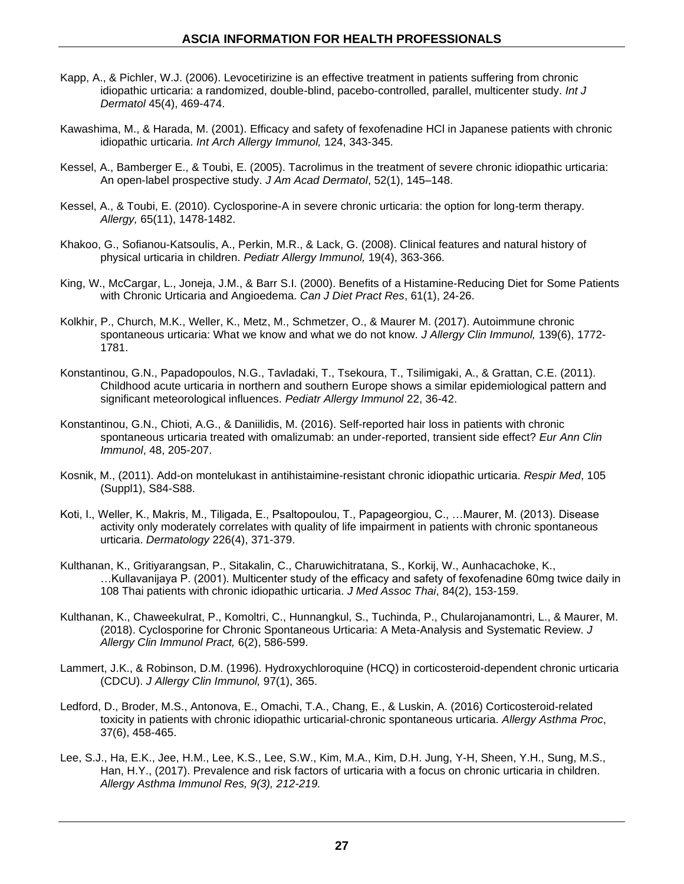Kapp, A., & Pichler, W.J. (2006). Levocetirizine is an effective treatment in patients suffering from chronic idiopathic urticaria: a randomized, double-blind, pacebo-controlled, parallel, multicenter study. *Int J Dermatol* 45(4), 469-474.

Kawashima, M., & Harada, M. (2001). Efficacy and safety of fexofenadine HCl in Japanese patients with chronic idiopathic urticaria. *Int Arch Allergy Immunol,* 124, 343-345.

Kessel, A., Bamberger E., & Toubi, E. (2005). Tacrolimus in the treatment of severe chronic idiopathic urticaria: An open-label prospective study. *J Am Acad Dermatol*, 52(1), 145–148.

Kessel, A., & Toubi, E. (2010). Cyclosporine-A in severe chronic urticaria: the option for long-term therapy. *Allergy,* 65(11), 1478-1482.

Khakoo, G., Sofianou-Katsoulis, A., Perkin, M.R., & Lack, G. (2008). Clinical features and natural history of physical urticaria in children. *Pediatr Allergy Immunol,* 19(4), 363-366.

King, W., McCargar, L., Joneja, J.M., & Barr S.I. (2000). Benefits of a Histamine-Reducing Diet for Some Patients with Chronic Urticaria and Angioedema. *Can J Diet Pract Res*, 61(1), 24-26.

Kolkhir, P., Church, M.K., Weller, K., Metz, M., Schmetzer, O., & Maurer M. (2017). Autoimmune chronic spontaneous urticaria: What we know and what we do not know. *J Allergy Clin Immunol,* 139(6), 1772-1781.

Konstantinou, G.N., Papadopoulos, N.G., Tavladaki, T., Tsekoura, T., Tsilimigaki, A., & Grattan, C.E. (2011). Childhood acute urticaria in northern and southern Europe shows a similar epidemiological pattern and significant meteorological influences. *Pediatr Allergy Immunol* 22, 36-42.

Konstantinou, G.N., Chioti, A.G., & Daniilidis, M. (2016). Self-reported hair loss in patients with chronic spontaneous urticaria treated with omalizumab: an under-reported, transient side effect? *Eur Ann Clin Immunol*, 48, 205-207.

Kosnik, M., (2011). Add-on montelukast in antihistaimine-resistant chronic idiopathic urticaria. *Respir Med*, 105 (Suppl1), S84-S88.

Koti, I., Weller, K., Makris, M., Tiligada, E., Psaltopoulou, T., Papageorgiou, C., …Maurer, M. (2013). Disease activity only moderately correlates with quality of life impairment in patients with chronic spontaneous urticaria. *Dermatology* 226(4), 371-379.

Kulthanan, K., Gritiyarangsan, P., Sitakalin, C., Charuwichitratana, S., Korkij, W., Aunhacachoke, K., …Kullavanijaya P. (2001). Multicenter study of the efficacy and safety of fexofenadine 60mg twice daily in 108 Thai patients with chronic idiopathic urticaria. *J Med Assoc Thai*, 84(2), 153-159.

Kulthanan, K., Chaweekulrat, P., Komoltri, C., Hunnangkul, S., Tuchinda, P., Chularojanamontri, L., & Maurer, M. (2018). Cyclosporine for Chronic Spontaneous Urticaria: A Meta-Analysis and Systematic Review. *J Allergy Clin Immunol Pract,* 6(2), 586-599.

Lammert, J.K., & Robinson, D.M. (1996). Hydroxychloroquine (HCQ) in corticosteroid-dependent chronic urticaria (CDCU). *J Allergy Clin Immunol,* 97(1), 365.

Ledford, D., Broder, M.S., Antonova, E., Omachi, T.A., Chang, E., & Luskin, A. (2016) Corticosteroid-related toxicity in patients with chronic idiopathic urticarial-chronic spontaneous urticaria. *Allergy Asthma Proc*, 37(6), 458-465.

Lee, S.J., Ha, E.K., Jee, H.M., Lee, K.S., Lee, S.W., Kim, M.A., Kim, D.H. Jung, Y-H, Sheen, Y.H., Sung, M.S., Han, H.Y., (2017). Prevalence and risk factors of urticaria with a focus on chronic urticaria in children. *Allergy Asthma Immunol Res, 9(3), 212-219.*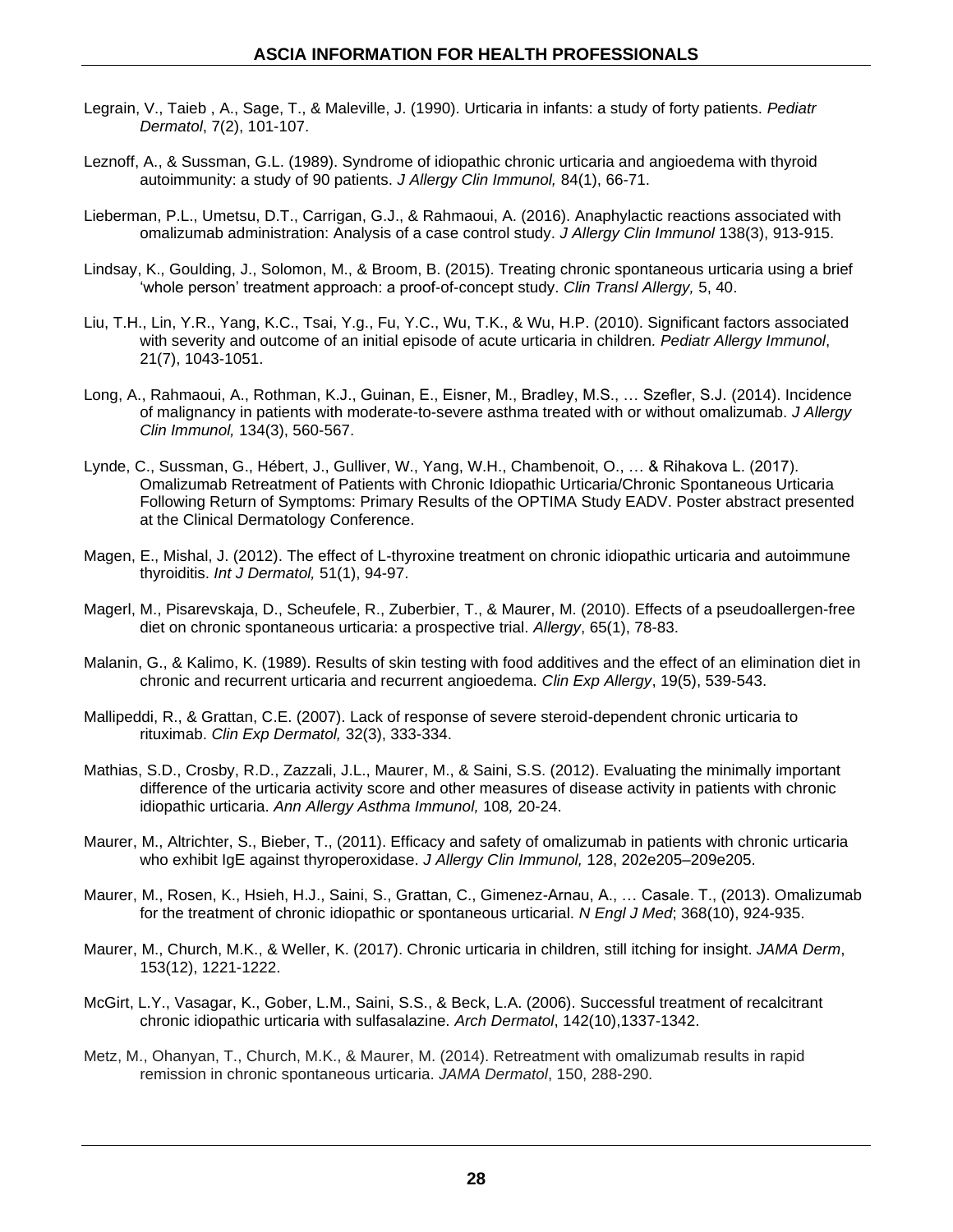Legrain, V., Taieb , A., Sage, T., & Maleville, J. (1990). Urticaria in infants: a study of forty patients. *Pediatr Dermatol*, 7(2), 101-107.

Leznoff, A., & Sussman, G.L. (1989). Syndrome of idiopathic chronic urticaria and angioedema with thyroid autoimmunity: a study of 90 patients. *J Allergy Clin Immunol,* 84(1), 66-71.

Lieberman, P.L., Umetsu, D.T., Carrigan, G.J., & Rahmaoui, A. (2016). Anaphylactic reactions associated with omalizumab administration: Analysis of a case control study. *J Allergy Clin Immunol* 138(3), 913-915.

Lindsay, K., Goulding, J., Solomon, M., & Broom, B. (2015). Treating chronic spontaneous urticaria using a brief 'whole person' treatment approach: a proof-of-concept study. *Clin Transl Allergy,* 5, 40.

Liu, T.H., Lin, Y.R., Yang, K.C., Tsai, Y.g., Fu, Y.C., Wu, T.K., & Wu, H.P. (2010). Significant factors associated with severity and outcome of an initial episode of acute urticaria in children. *Pediatr Allergy Immunol*, 21(7), 1043-1051.

Long, A., Rahmaoui, A., Rothman, K.J., Guinan, E., Eisner, M., Bradley, M.S., … Szefler, S.J. (2014). Incidence of malignancy in patients with moderate-to-severe asthma treated with or without omalizumab. *J Allergy Clin Immunol,* 134(3), 560-567.

Lynde, C., Sussman, G., Hébert, J., Gulliver, W., Yang, W.H., Chambenoit, O., … & Rihakova L. (2017). Omalizumab Retreatment of Patients with Chronic Idiopathic Urticaria/Chronic Spontaneous Urticaria Following Return of Symptoms: Primary Results of the OPTIMA Study EADV. Poster abstract presented at the Clinical Dermatology Conference.

Magen, E., Mishal, J. (2012). The effect of L-thyroxine treatment on chronic idiopathic urticaria and autoimmune thyroiditis. *Int J Dermatol,* 51(1), 94-97.

Magerl, M., Pisarevskaja, D., Scheufele, R., Zuberbier, T., & Maurer, M. (2010). Effects of a pseudoallergen-free diet on chronic spontaneous urticaria: a prospective trial. *Allergy*, 65(1), 78-83.

Malanin, G., & Kalimo, K. (1989). Results of skin testing with food additives and the effect of an elimination diet in chronic and recurrent urticaria and recurrent angioedema. *Clin Exp Allergy*, 19(5), 539-543.

Mallipeddi, R., & Grattan, C.E. (2007). Lack of response of severe steroid-dependent chronic urticaria to rituximab. *Clin Exp Dermatol,* 32(3), 333-334.

Mathias, S.D., Crosby, R.D., Zazzali, J.L., Maurer, M., & Saini, S.S. (2012). Evaluating the minimally important difference of the urticaria activity score and other measures of disease activity in patients with chronic idiopathic urticaria. *Ann Allergy Asthma Immunol,* 108*,* 20-24.

Maurer, M., Altrichter, S., Bieber, T., (2011). Efficacy and safety of omalizumab in patients with chronic urticaria who exhibit IgE against thyroperoxidase. *J Allergy Clin Immunol,* 128, 202e205–209e205.

Maurer, M., Rosen, K., Hsieh, H.J., Saini, S., Grattan, C., Gimenez-Arnau, A., … Casale. T., (2013). Omalizumab for the treatment of chronic idiopathic or spontaneous urticarial. *N Engl J Med*; 368(10), 924-935.

Maurer, M., Church, M.K., & Weller, K. (2017). Chronic urticaria in children, still itching for insight. *JAMA Derm*, 153(12), 1221-1222.

McGirt, L.Y., Vasagar, K., Gober, L.M., Saini, S.S., & Beck, L.A. (2006). Successful treatment of recalcitrant chronic idiopathic urticaria with sulfasalazine. *Arch Dermatol*, 142(10),1337-1342.

Metz, M., Ohanyan, T., Church, M.K., & Maurer, M. (2014). Retreatment with omalizumab results in rapid remission in chronic spontaneous urticaria. *JAMA Dermatol*, 150, 288-290.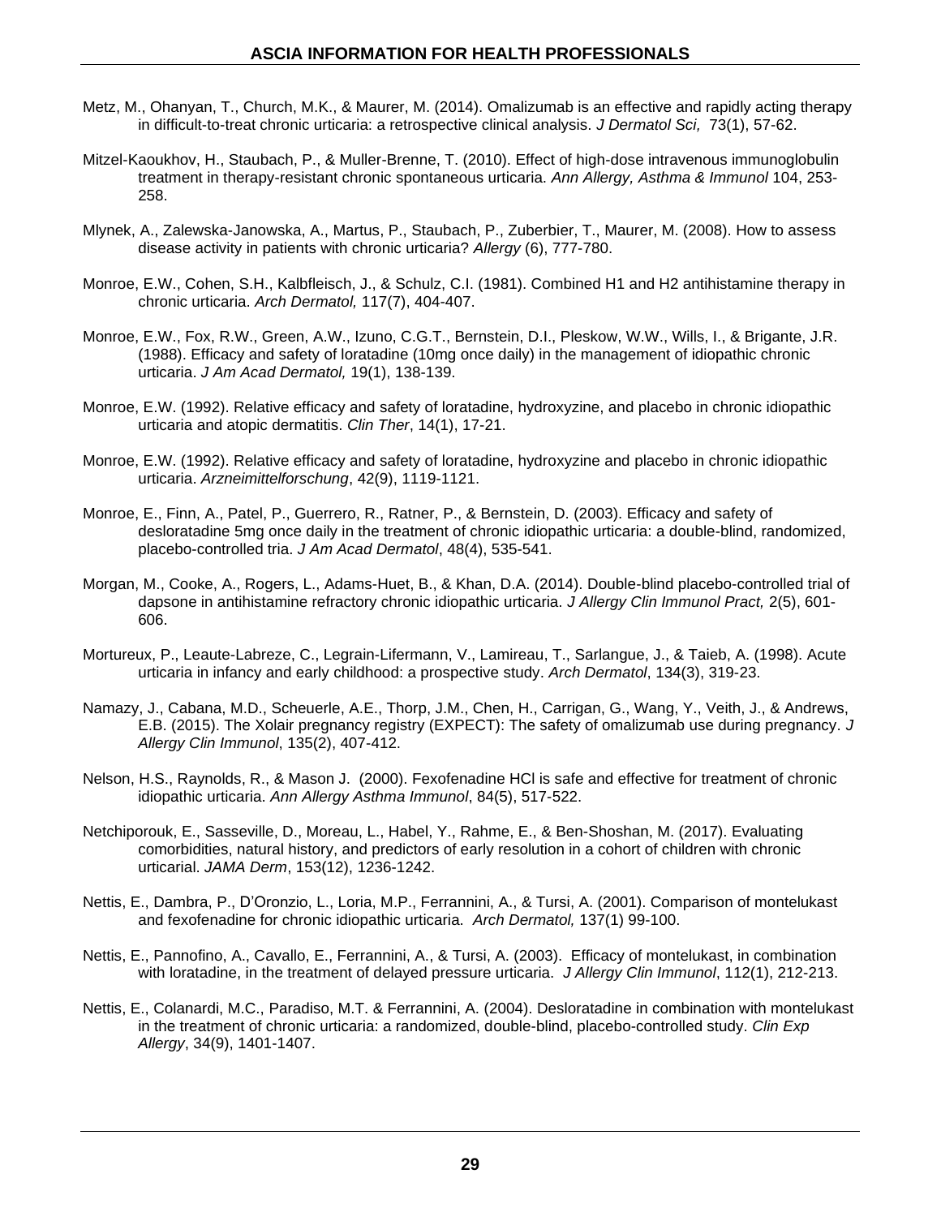Metz, M., Ohanyan, T., Church, M.K., & Maurer, M. (2014). Omalizumab is an effective and rapidly acting therapy in difficult-to-treat chronic urticaria: a retrospective clinical analysis. *J Dermatol Sci,* 73(1), 57-62.

Mitzel-Kaoukhov, H., Staubach, P., & Muller-Brenne, T. (2010). Effect of high-dose intravenous immunoglobulin treatment in therapy-resistant chronic spontaneous urticaria. *Ann Allergy, Asthma & Immunol* 104, 253-258.

Mlynek, A., Zalewska-Janowska, A., Martus, P., Staubach, P., Zuberbier, T., Maurer, M. (2008). How to assess disease activity in patients with chronic urticaria? *Allergy* (6), 777-780.

Monroe, E.W., Cohen, S.H., Kalbfleisch, J., & Schulz, C.I. (1981). Combined H1 and H2 antihistamine therapy in chronic urticaria. *Arch Dermatol,* 117(7), 404-407.

Monroe, E.W., Fox, R.W., Green, A.W., Izuno, C.G.T., Bernstein, D.I., Pleskow, W.W., Wills, I., & Brigante, J.R. (1988). Efficacy and safety of loratadine (10mg once daily) in the management of idiopathic chronic urticaria. *J Am Acad Dermatol,* 19(1), 138-139.

Monroe, E.W. (1992). Relative efficacy and safety of loratadine, hydroxyzine, and placebo in chronic idiopathic urticaria and atopic dermatitis. *Clin Ther*, 14(1), 17-21.

Monroe, E.W. (1992). Relative efficacy and safety of loratadine, hydroxyzine and placebo in chronic idiopathic urticaria. *Arzneimittelforschung*, 42(9), 1119-1121.

Monroe, E., Finn, A., Patel, P., Guerrero, R., Ratner, P., & Bernstein, D. (2003). Efficacy and safety of desloratadine 5mg once daily in the treatment of chronic idiopathic urticaria: a double-blind, randomized, placebo-controlled tria. *J Am Acad Dermatol*, 48(4), 535-541.

Morgan, M., Cooke, A., Rogers, L., Adams-Huet, B., & Khan, D.A. (2014). Double-blind placebo-controlled trial of dapsone in antihistamine refractory chronic idiopathic urticaria. *J Allergy Clin Immunol Pract,* 2(5), 601-606.

Mortureux, P., Leaute-Labreze, C., Legrain-Lifermann, V., Lamireau, T., Sarlangue, J., & Taieb, A. (1998). Acute urticaria in infancy and early childhood: a prospective study. *Arch Dermatol*, 134(3), 319-23.

Namazy, J., Cabana, M.D., Scheuerle, A.E., Thorp, J.M., Chen, H., Carrigan, G., Wang, Y., Veith, J., & Andrews, E.B. (2015). The Xolair pregnancy registry (EXPECT): The safety of omalizumab use during pregnancy. *J Allergy Clin Immunol*, 135(2), 407-412.

Nelson, H.S., Raynolds, R., & Mason J. (2000). Fexofenadine HCl is safe and effective for treatment of chronic idiopathic urticaria. *Ann Allergy Asthma Immunol*, 84(5), 517-522.

Netchiporouk, E., Sasseville, D., Moreau, L., Habel, Y., Rahme, E., & Ben-Shoshan, M. (2017). Evaluating comorbidities, natural history, and predictors of early resolution in a cohort of children with chronic urticarial. *JAMA Derm*, 153(12), 1236-1242.

Nettis, E., Dambra, P., D'Oronzio, L., Loria, M.P., Ferrannini, A., & Tursi, A. (2001). Comparison of montelukast and fexofenadine for chronic idiopathic urticaria. *Arch Dermatol,* 137(1) 99-100.

Nettis, E., Pannofino, A., Cavallo, E., Ferrannini, A., & Tursi, A. (2003). Efficacy of montelukast, in combination with loratadine, in the treatment of delayed pressure urticaria. *J Allergy Clin Immunol*, 112(1), 212-213.

Nettis, E., Colanardi, M.C., Paradiso, M.T. & Ferrannini, A. (2004). Desloratadine in combination with montelukast in the treatment of chronic urticaria: a randomized, double-blind, placebo-controlled study. *Clin Exp Allergy*, 34(9), 1401-1407.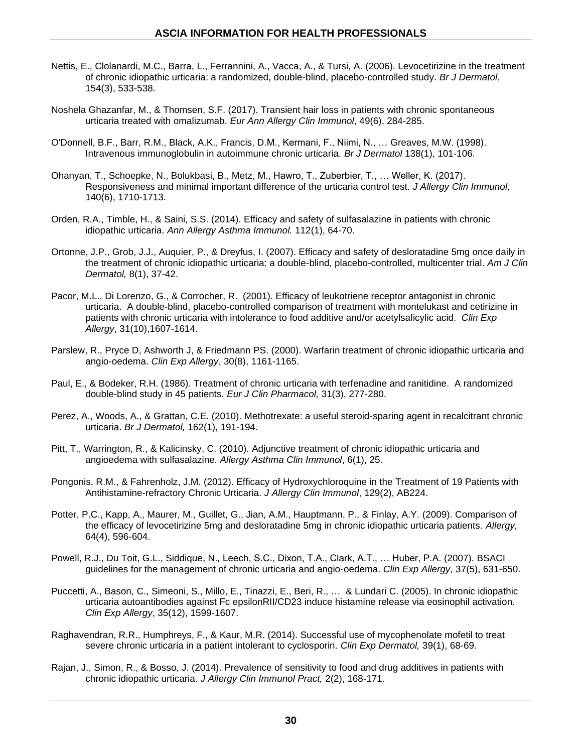Nettis, E., Clolanardi, M.C., Barra, L., Ferrannini, A., Vacca, A., & Tursi, A. (2006). Levocetirizine in the treatment of chronic idiopathic urticaria: a randomized, double-blind, placebo-controlled study. *Br J Dermatol*, 154(3), 533-538.

Noshela Ghazanfar, M., & Thomsen, S.F. (2017). Transient hair loss in patients with chronic spontaneous urticaria treated with omalizumab. *Eur Ann Allergy Clin Immunol*, 49(6), 284-285.

O'Donnell, B.F., Barr, R.M., Black, A.K., Francis, D.M., Kermani, F., Niimi, N., … Greaves, M.W. (1998). Intravenous immunoglobulin in autoimmune chronic urticaria. *Br J Dermatol* 138(1), 101-106.

Ohanyan, T., Schoepke, N., Bolukbasi, B., Metz, M., Hawro, T., Zuberbier, T., … Weller, K. (2017). Responsiveness and minimal important difference of the urticaria control test. *J Allergy Clin Immunol,* 140(6), 1710-1713.

Orden, R.A., Timble, H., & Saini, S.S. (2014). Efficacy and safety of sulfasalazine in patients with chronic idiopathic urticaria. *Ann Allergy Asthma Immunol.* 112(1), 64-70.

Ortonne, J.P., Grob, J.J., Auquier, P., & Dreyfus, I. (2007). Efficacy and safety of desloratadine 5mg once daily in the treatment of chronic idiopathic urticaria: a double-blind, placebo-controlled, multicenter trial. *Am J Clin Dermatol,* 8(1), 37-42.

Pacor, M.L., Di Lorenzo, G., & Corrocher, R. (2001). Efficacy of leukotriene receptor antagonist in chronic urticaria. A double-blind, placebo-controlled comparison of treatment with montelukast and cetirizine in patients with chronic urticaria with intolerance to food additive and/or acetylsalicylic acid. *Clin Exp Allergy*, 31(10),1607-1614.

Parslew, R., Pryce D, Ashworth J, & Friedmann PS. (2000). Warfarin treatment of chronic idiopathic urticaria and angio-oedema. *Clin Exp Allergy*, 30(8), 1161-1165.

Paul, E., & Bodeker, R.H. (1986). Treatment of chronic urticaria with terfenadine and ranitidine. A randomized double-blind study in 45 patients. *Eur J Clin Pharmacol,* 31(3), 277-280.

Perez, A., Woods, A., & Grattan, C.E. (2010). Methotrexate: a useful steroid-sparing agent in recalcitrant chronic urticaria. *Br J Dermatol,* 162(1), 191-194.

Pitt, T., Warrington, R., & Kalicinsky, C. (2010). Adjunctive treatment of chronic idiopathic urticaria and angioedema with sulfasalazine. *Allergy Asthma Clin Immunol*, 6(1), 25.

Pongonis, R.M., & Fahrenholz, J.M. (2012). Efficacy of Hydroxychloroquine in the Treatment of 19 Patients with Antihistamine-refractory Chronic Urticaria. *J Allergy Clin Immunol*, 129(2), AB224.

Potter, P.C., Kapp, A., Maurer, M., Guillet, G., Jian, A.M., Hauptmann, P., & Finlay, A.Y. (2009). Comparison of the efficacy of levocetirizine 5mg and desloratadine 5mg in chronic idiopathic urticaria patients. *Allergy,* 64(4), 596-604.

Powell, R.J., Du Toit, G.L., Siddique, N., Leech, S.C., Dixon, T.A., Clark, A.T., … Huber, P.A. (2007). BSACI guidelines for the management of chronic urticaria and angio-oedema. *Clin Exp Allergy*, 37(5), 631-650.

Puccetti, A., Bason, C., Simeoni, S., Millo, E., Tinazzi, E., Beri, R., … & Lundari C. (2005). In chronic idiopathic urticaria autoantibodies against Fc epsilonRII/CD23 induce histamine release via eosinophil activation. *Clin Exp Allergy*, 35(12), 1599-1607.

Raghavendran, R.R., Humphreys, F., & Kaur, M.R. (2014). Successful use of mycophenolate mofetil to treat severe chronic urticaria in a patient intolerant to cyclosporin. *Clin Exp Dermatol,* 39(1), 68-69.

Rajan, J., Simon, R., & Bosso, J. (2014). Prevalence of sensitivity to food and drug additives in patients with chronic idiopathic urticaria. *J Allergy Clin Immunol Pract,* 2(2), 168-171.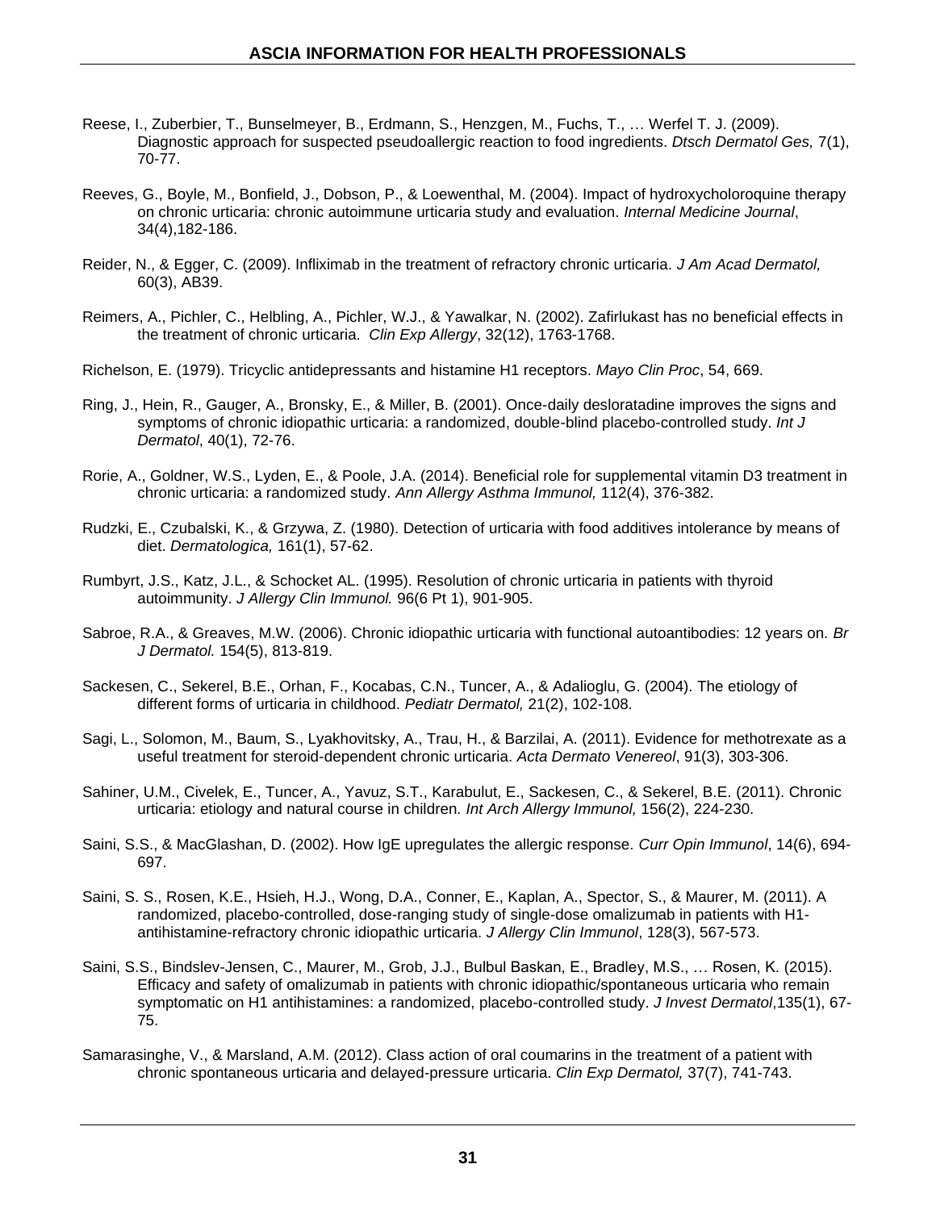Reese, I., Zuberbier, T., Bunselmeyer, B., Erdmann, S., Henzgen, M., Fuchs, T., … Werfel T. J. (2009). Diagnostic approach for suspected pseudoallergic reaction to food ingredients. *Dtsch Dermatol Ges,* 7(1), 70-77.

Reeves, G., Boyle, M., Bonfield, J., Dobson, P., & Loewenthal, M. (2004). Impact of hydroxycholoroquine therapy on chronic urticaria: chronic autoimmune urticaria study and evaluation. *Internal Medicine Journal*, 34(4),182-186.

Reider, N., & Egger, C. (2009). Infliximab in the treatment of refractory chronic urticaria. *J Am Acad Dermatol,* 60(3), AB39.

Reimers, A., Pichler, C., Helbling, A., Pichler, W.J., & Yawalkar, N. (2002). Zafirlukast has no beneficial effects in the treatment of chronic urticaria. *Clin Exp Allergy*, 32(12), 1763-1768.

Richelson, E. (1979). Tricyclic antidepressants and histamine H1 receptors. *Mayo Clin Proc*, 54, 669.

Ring, J., Hein, R., Gauger, A., Bronsky, E., & Miller, B. (2001). Once-daily desloratadine improves the signs and symptoms of chronic idiopathic urticaria: a randomized, double-blind placebo-controlled study. *Int J Dermatol*, 40(1), 72-76.

Rorie, A., Goldner, W.S., Lyden, E., & Poole, J.A. (2014). Beneficial role for supplemental vitamin D3 treatment in chronic urticaria: a randomized study. *Ann Allergy Asthma Immunol,* 112(4), 376-382.

Rudzki, E., Czubalski, K., & Grzywa, Z. (1980). Detection of urticaria with food additives intolerance by means of diet. *Dermatologica,* 161(1), 57-62.

Rumbyrt, J.S., Katz, J.L., & Schocket AL. (1995). Resolution of chronic urticaria in patients with thyroid autoimmunity. *J Allergy Clin Immunol.* 96(6 Pt 1), 901-905.

Sabroe, R.A., & Greaves, M.W. (2006). Chronic idiopathic urticaria with functional autoantibodies: 12 years on. *Br J Dermatol.* 154(5), 813-819.

Sackesen, C., Sekerel, B.E., Orhan, F., Kocabas, C.N., Tuncer, A., & Adalioglu, G. (2004). The etiology of different forms of urticaria in childhood. *Pediatr Dermatol,* 21(2), 102-108.

Sagi, L., Solomon, M., Baum, S., Lyakhovitsky, A., Trau, H., & Barzilai, A. (2011). Evidence for methotrexate as a useful treatment for steroid-dependent chronic urticaria. *Acta Dermato Venereol*, 91(3), 303-306.

Sahiner, U.M., Civelek, E., Tuncer, A., Yavuz, S.T., Karabulut, E., Sackesen, C., & Sekerel, B.E. (2011). Chronic urticaria: etiology and natural course in children*. Int Arch Allergy Immunol,* 156(2), 224-230.

Saini, S.S., & MacGlashan, D. (2002). How IgE upregulates the allergic response. *Curr Opin Immunol*, 14(6), 694-697.

Saini, S. S., Rosen, K.E., Hsieh, H.J., Wong, D.A., Conner, E., Kaplan, A., Spector, S., & Maurer, M. (2011). A randomized, placebo-controlled, dose-ranging study of single-dose omalizumab in patients with H1-antihistamine-refractory chronic idiopathic urticaria. *J Allergy Clin Immunol*, 128(3), 567-573.

Saini, S.S., Bindslev-Jensen, C., Maurer, M., Grob, J.J., Bulbul Baskan, E., Bradley, M.S., … Rosen, K. (2015). Efficacy and safety of omalizumab in patients with chronic idiopathic/spontaneous urticaria who remain symptomatic on H1 antihistamines: a randomized, placebo-controlled study. *J Invest Dermatol*,135(1), 67-75.

Samarasinghe, V., & Marsland, A.M. (2012). Class action of oral coumarins in the treatment of a patient with chronic spontaneous urticaria and delayed-pressure urticaria. *Clin Exp Dermatol,* 37(7), 741-743.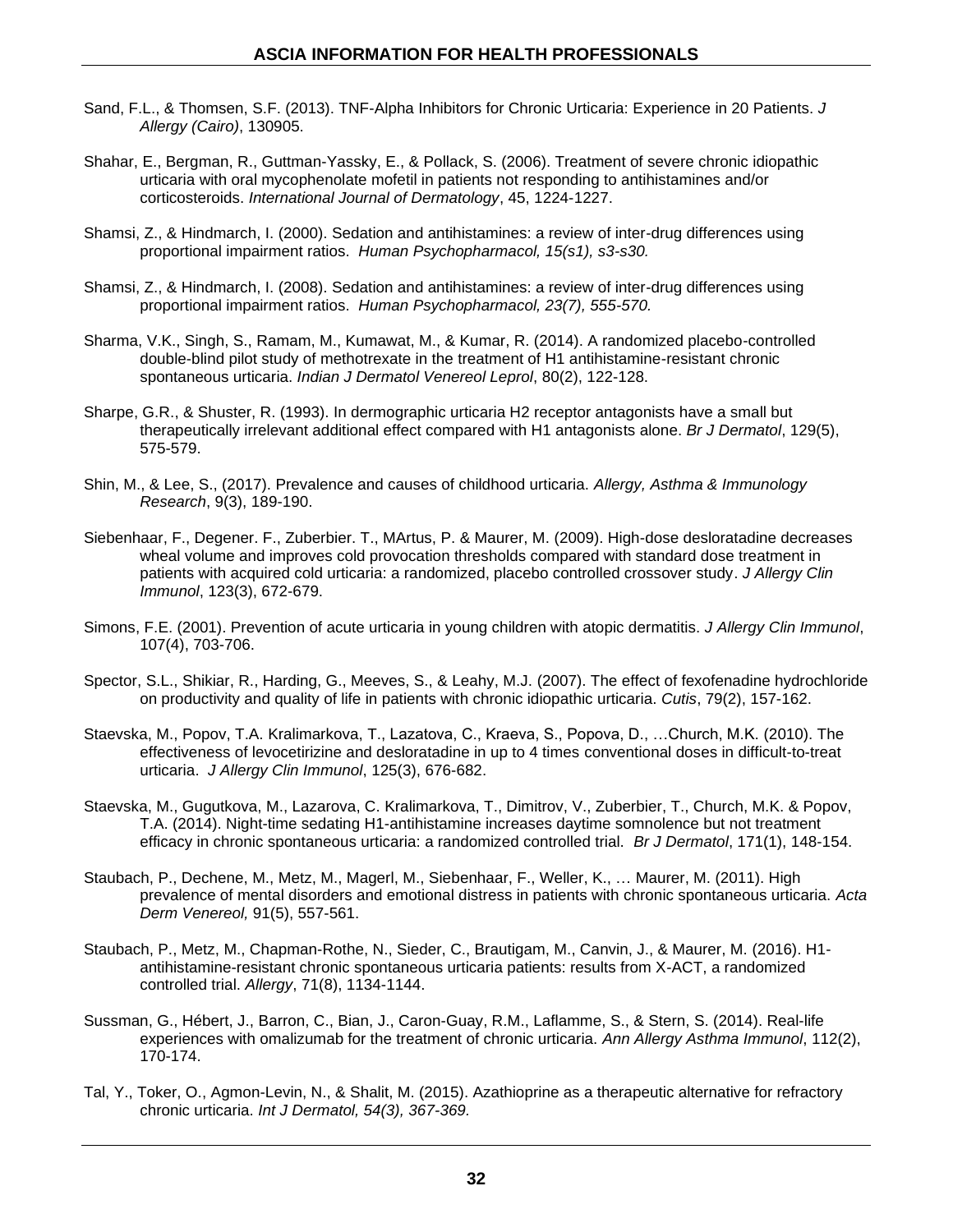Sand, F.L., & Thomsen, S.F. (2013). TNF-Alpha Inhibitors for Chronic Urticaria: Experience in 20 Patients. *J Allergy (Cairo)*, 130905.

Shahar, E., Bergman, R., Guttman-Yassky, E., & Pollack, S. (2006). Treatment of severe chronic idiopathic urticaria with oral mycophenolate mofetil in patients not responding to antihistamines and/or corticosteroids. *International Journal of Dermatology*, 45, 1224-1227.

Shamsi, Z., & Hindmarch, I. (2000). Sedation and antihistamines: a review of inter-drug differences using proportional impairment ratios. *Human Psychopharmacol, 15(s1), s3-s30.*

Shamsi, Z., & Hindmarch, I. (2008). Sedation and antihistamines: a review of inter-drug differences using proportional impairment ratios. *Human Psychopharmacol, 23(7), 555-570.*

Sharma, V.K., Singh, S., Ramam, M., Kumawat, M., & Kumar, R. (2014). A randomized placebo-controlled double-blind pilot study of methotrexate in the treatment of H1 antihistamine-resistant chronic spontaneous urticaria. *Indian J Dermatol Venereol Leprol*, 80(2), 122-128.

Sharpe, G.R., & Shuster, R. (1993). In dermographic urticaria H2 receptor antagonists have a small but therapeutically irrelevant additional effect compared with H1 antagonists alone. *Br J Dermatol*, 129(5), 575-579.

Shin, M., & Lee, S., (2017). Prevalence and causes of childhood urticaria. *Allergy, Asthma & Immunology Research*, 9(3), 189-190.

Siebenhaar, F., Degener. F., Zuberbier. T., MArtus, P. & Maurer, M. (2009). High-dose desloratadine decreases wheal volume and improves cold provocation thresholds compared with standard dose treatment in patients with acquired cold urticaria: a randomized, placebo controlled crossover study. *J Allergy Clin Immunol*, 123(3), 672-679.

Simons, F.E. (2001). Prevention of acute urticaria in young children with atopic dermatitis. *J Allergy Clin Immunol*, 107(4), 703-706.

Spector, S.L., Shikiar, R., Harding, G., Meeves, S., & Leahy, M.J. (2007). The effect of fexofenadine hydrochloride on productivity and quality of life in patients with chronic idiopathic urticaria. *Cutis*, 79(2), 157-162.

Staevska, M., Popov, T.A. Kralimarkova, T., Lazatova, C., Kraeva, S., Popova, D., …Church, M.K. (2010). The effectiveness of levocetirizine and desloratadine in up to 4 times conventional doses in difficult-to-treat urticaria. *J Allergy Clin Immunol*, 125(3), 676-682.

Staevska, M., Gugutkova, M., Lazarova, C. Kralimarkova, T., Dimitrov, V., Zuberbier, T., Church, M.K. & Popov, T.A. (2014). Night-time sedating H1-antihistamine increases daytime somnolence but not treatment efficacy in chronic spontaneous urticaria: a randomized controlled trial. *Br J Dermatol*, 171(1), 148-154.

Staubach, P., Dechene, M., Metz, M., Magerl, M., Siebenhaar, F., Weller, K., … Maurer, M. (2011). High prevalence of mental disorders and emotional distress in patients with chronic spontaneous urticaria. *Acta Derm Venereol,* 91(5), 557-561.

Staubach, P., Metz, M., Chapman-Rothe, N., Sieder, C., Brautigam, M., Canvin, J., & Maurer, M. (2016). H1-antihistamine-resistant chronic spontaneous urticaria patients: results from X-ACT, a randomized controlled trial. *Allergy*, 71(8), 1134-1144.

Sussman, G., Hébert, J., Barron, C., Bian, J., Caron-Guay, R.M., Laflamme, S., & Stern, S. (2014). Real-life experiences with omalizumab for the treatment of chronic urticaria. *Ann Allergy Asthma Immunol*, 112(2), 170-174.

Tal, Y., Toker, O., Agmon-Levin, N., & Shalit, M. (2015). Azathioprine as a therapeutic alternative for refractory chronic urticaria. *Int J Dermatol, 54(3), 367-369.*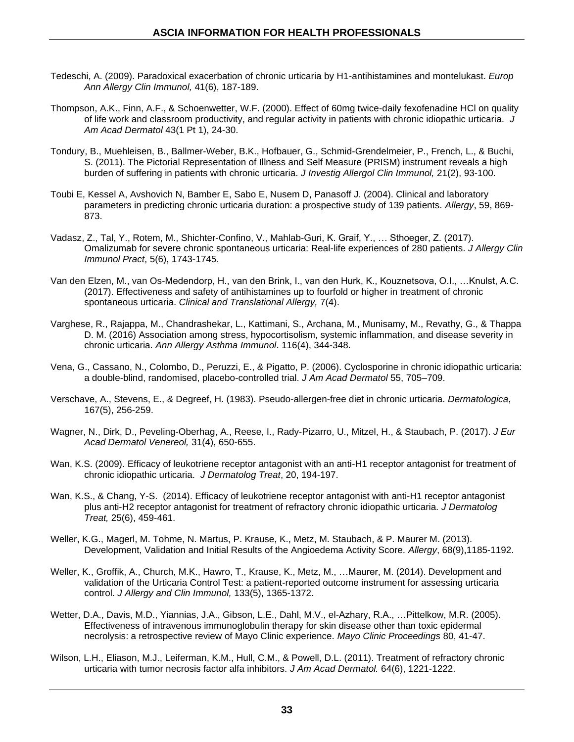Tedeschi, A. (2009). Paradoxical exacerbation of chronic urticaria by H1-antihistamines and montelukast. *Europ Ann Allergy Clin Immunol,* 41(6), 187-189.

Thompson, A.K., Finn, A.F., & Schoenwetter, W.F. (2000). Effect of 60mg twice-daily fexofenadine HCl on quality of life work and classroom productivity, and regular activity in patients with chronic idiopathic urticaria. *J Am Acad Dermatol* 43(1 Pt 1), 24-30.

Tondury, B., Muehleisen, B., Ballmer-Weber, B.K., Hofbauer, G., Schmid-Grendelmeier, P., French, L., & Buchi, S. (2011). The Pictorial Representation of Illness and Self Measure (PRISM) instrument reveals a high burden of suffering in patients with chronic urticaria. *J Investig Allergol Clin Immunol,* 21(2), 93-100.

Toubi E, Kessel A, Avshovich N, Bamber E, Sabo E, Nusem D, Panasoff J. (2004). Clinical and laboratory parameters in predicting chronic urticaria duration: a prospective study of 139 patients. *Allergy*, 59, 869-873.

Vadasz, Z., Tal, Y., Rotem, M., Shichter-Confino, V., Mahlab-Guri, K. Graif, Y., … Sthoeger, Z. (2017). Omalizumab for severe chronic spontaneous urticaria: Real-life experiences of 280 patients. *J Allergy Clin Immunol Pract*, 5(6), 1743-1745.

Van den Elzen, M., van Os-Medendorp, H., van den Brink, I., van den Hurk, K., Kouznetsova, O.I., …Knulst, A.C. (2017). Effectiveness and safety of antihistamines up to fourfold or higher in treatment of chronic spontaneous urticaria. *Clinical and Translational Allergy,* 7(4).

Varghese, R., Rajappa, M., Chandrashekar, L., Kattimani, S., Archana, M., Munisamy, M., Revathy, G., & Thappa D. M. (2016) Association among stress, hypocortisolism, systemic inflammation, and disease severity in chronic urticaria. *Ann Allergy Asthma Immunol*. 116(4), 344-348.

Vena, G., Cassano, N., Colombo, D., Peruzzi, E., & Pigatto, P. (2006). Cyclosporine in chronic idiopathic urticaria: a double-blind, randomised, placebo-controlled trial. *J Am Acad Dermatol* 55, 705–709.

Verschave, A., Stevens, E., & Degreef, H. (1983). Pseudo-allergen-free diet in chronic urticaria. *Dermatologica*, 167(5), 256-259.

Wagner, N., Dirk, D., Peveling-Oberhag, A., Reese, I., Rady-Pizarro, U., Mitzel, H., & Staubach, P. (2017). *J Eur Acad Dermatol Venereol,* 31(4), 650-655.

Wan, K.S. (2009). Efficacy of leukotriene receptor antagonist with an anti-H1 receptor antagonist for treatment of chronic idiopathic urticaria. *J Dermatolog Treat*, 20, 194-197.

Wan, K.S., & Chang, Y-S. (2014). Efficacy of leukotriene receptor antagonist with anti-H1 receptor antagonist plus anti-H2 receptor antagonist for treatment of refractory chronic idiopathic urticaria. *J Dermatolog Treat,* 25(6), 459-461.

Weller, K.G., Magerl, M. Tohme, N. Martus, P. Krause, K., Metz, M. Staubach, & P. Maurer M. (2013). Development, Validation and Initial Results of the Angioedema Activity Score. *Allergy*, 68(9),1185-1192.

Weller, K., Groffik, A., Church, M.K., Hawro, T., Krause, K., Metz, M., …Maurer, M. (2014). Development and validation of the Urticaria Control Test: a patient-reported outcome instrument for assessing urticaria control. *J Allergy and Clin Immunol,* 133(5), 1365-1372.

Wetter, D.A., Davis, M.D., Yiannias, J.A., Gibson, L.E., Dahl, M.V., el-Azhary, R.A., …Pittelkow, M.R. (2005). Effectiveness of intravenous immunoglobulin therapy for skin disease other than toxic epidermal necrolysis: a retrospective review of Mayo Clinic experience. *Mayo Clinic Proceedings* 80, 41-47.

Wilson, L.H., Eliason, M.J., Leiferman, K.M., Hull, C.M., & Powell, D.L. (2011). Treatment of refractory chronic urticaria with tumor necrosis factor alfa inhibitors. *J Am Acad Dermatol.* 64(6), 1221-1222.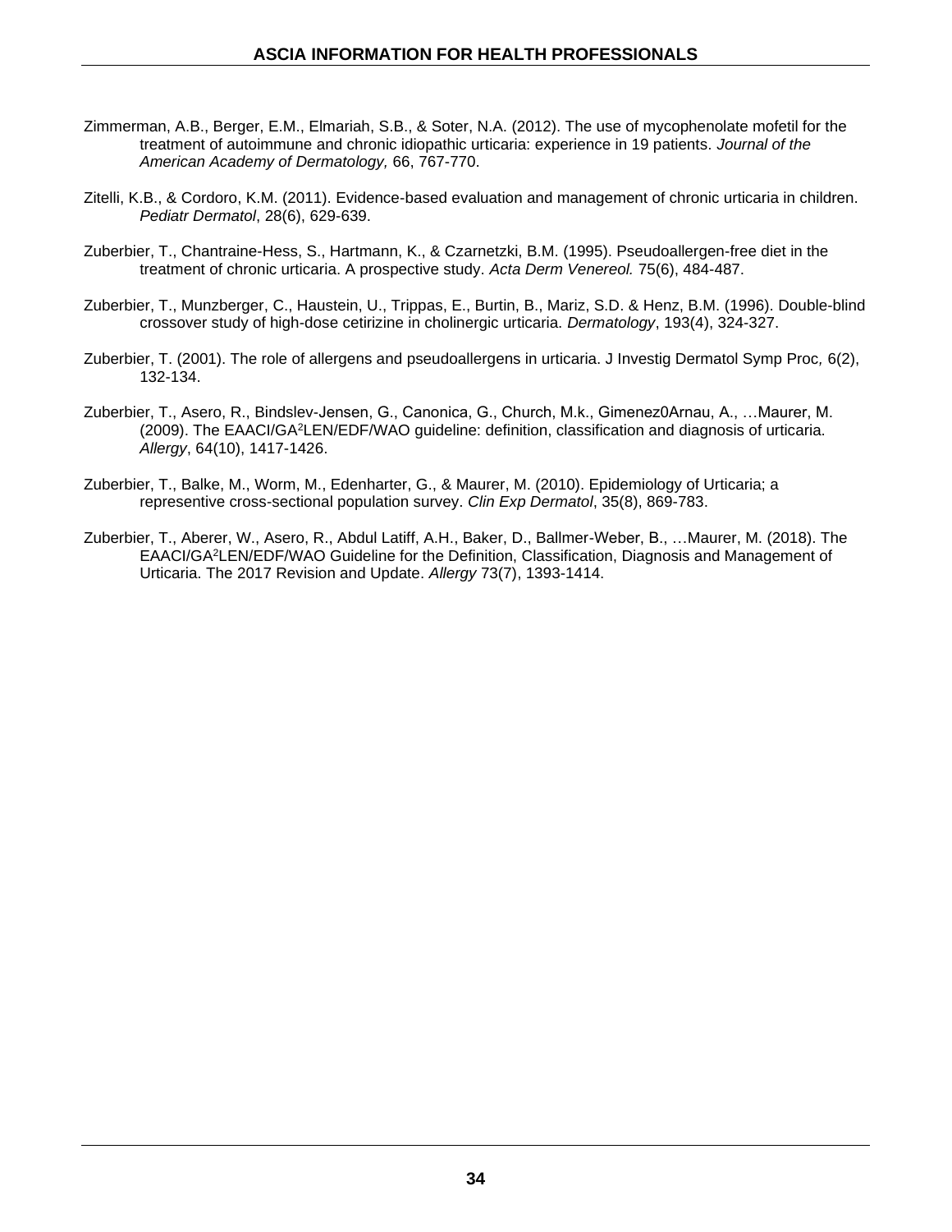Zimmerman, A.B., Berger, E.M., Elmariah, S.B., & Soter, N.A. (2012). The use of mycophenolate mofetil for the treatment of autoimmune and chronic idiopathic urticaria: experience in 19 patients. *Journal of the American Academy of Dermatology,* 66, 767-770.

Zitelli, K.B., & Cordoro, K.M. (2011). Evidence-based evaluation and management of chronic urticaria in children. *Pediatr Dermatol*, 28(6), 629-639.

Zuberbier, T., Chantraine-Hess, S., Hartmann, K., & Czarnetzki, B.M. (1995). Pseudoallergen-free diet in the treatment of chronic urticaria. A prospective study. *Acta Derm Venereol.* 75(6), 484-487.

Zuberbier, T., Munzberger, C., Haustein, U., Trippas, E., Burtin, B., Mariz, S.D. & Henz, B.M. (1996). Double-blind crossover study of high-dose cetirizine in cholinergic urticaria. *Dermatology*, 193(4), 324-327.

Zuberbier, T. (2001). The role of allergens and pseudoallergens in urticaria. J Investig Dermatol Symp Proc*,* 6(2), 132-134.

Zuberbier, T., Asero, R., Bindslev-Jensen, G., Canonica, G., Church, M.k., Gimenez0Arnau, A., …Maurer, M. (2009). The EAACI/GA$^2$LEN/EDF/WAO guideline: definition, classification and diagnosis of urticaria. *Allergy*, 64(10), 1417-1426.

Zuberbier, T., Balke, M., Worm, M., Edenharter, G., & Maurer, M. (2010). Epidemiology of Urticaria; a representive cross-sectional population survey. *Clin Exp Dermatol*, 35(8), 869-783.

Zuberbier, T., Aberer, W., Asero, R., Abdul Latiff, A.H., Baker, D., Ballmer-Weber, B., …Maurer, M. (2018). The EAACI/GA$^2$LEN/EDF/WAO Guideline for the Definition, Classification, Diagnosis and Management of Urticaria. The 2017 Revision and Update. *Allergy* 73(7), 1393-1414.